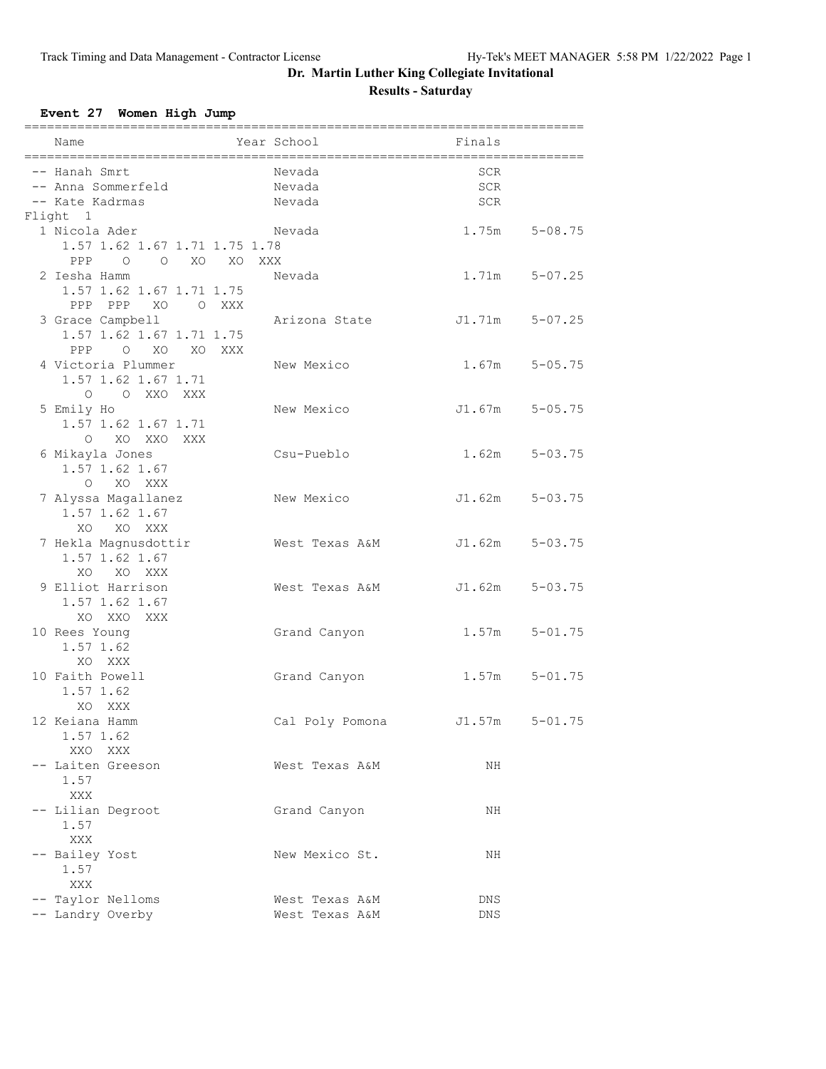# Dr. Martin Luther King Collegiate Invitational

## Results - Saturday

### Event 27 Women High Jump

```
==========================================================================
    Name                    Year School                  Finals           
==========================================================================
 -- Hanah Smrt                   Nevada                     SCR           
 -- Anna Sommerfeld              Nevada                     SCR           
 -- Kate Kadrmas                 Nevada                     SCR           
Flight  1
  1 Nicola Ader                  Nevada                   1.75m    5-08.75  
      1.57 1.62 1.67 1.71 1.75 1.78 
       PPP    O    O   XO   XO  XXX 
  2 Iesha Hamm                   Nevada                   1.71m    5-07.25  
      1.57 1.62 1.67 1.71 1.75 
       PPP  PPP   XO    O  XXX 
  3 Grace Campbell               Arizona State           J1.71m    5-07.25  
      1.57 1.62 1.67 1.71 1.75 
       PPP    O   XO   XO  XXX 
  4 Victoria Plummer             New Mexico               1.67m    5-05.75  
      1.57 1.62 1.67 1.71 
         O    O  XXO  XXX 
  5 Emily Ho                     New Mexico              J1.67m    5-05.75  
      1.57 1.62 1.67 1.71 
         O   XO  XXO  XXX 
  6 Mikayla Jones                Csu-Pueblo               1.62m    5-03.75  
      1.57 1.62 1.67 
         O   XO  XXX 
  7 Alyssa Magallanez            New Mexico              J1.62m    5-03.75  
      1.57 1.62 1.67 
        XO   XO  XXX 
  7 Hekla Magnusdottir           West Texas A&M          J1.62m    5-03.75  
      1.57 1.62 1.67 
        XO   XO  XXX 
  9 Elliot Harrison              West Texas A&M          J1.62m    5-03.75  
      1.57 1.62 1.67 
        XO  XXO  XXX 
 10 Rees Young                   Grand Canyon             1.57m    5-01.75  
      1.57 1.62 
        XO  XXX 
 10 Faith Powell                 Grand Canyon             1.57m    5-01.75  
      1.57 1.62 
        XO  XXX 
 12 Keiana Hamm                  Cal Poly Pomona         J1.57m    5-01.75  
      1.57 1.62 
       XXO  XXX 
 -- Laiten Greeson               West Texas A&M              NH           
      1.57 
       XXX 
 -- Lilian Degroot               Grand Canyon                NH           
      1.57 
       XXX 
 -- Bailey Yost                  New Mexico St.              NH           
      1.57 
       XXX 
 -- Taylor Nelloms               West Texas A&M             DNS           
 -- Landry Overby                West Texas A&M             DNS           
```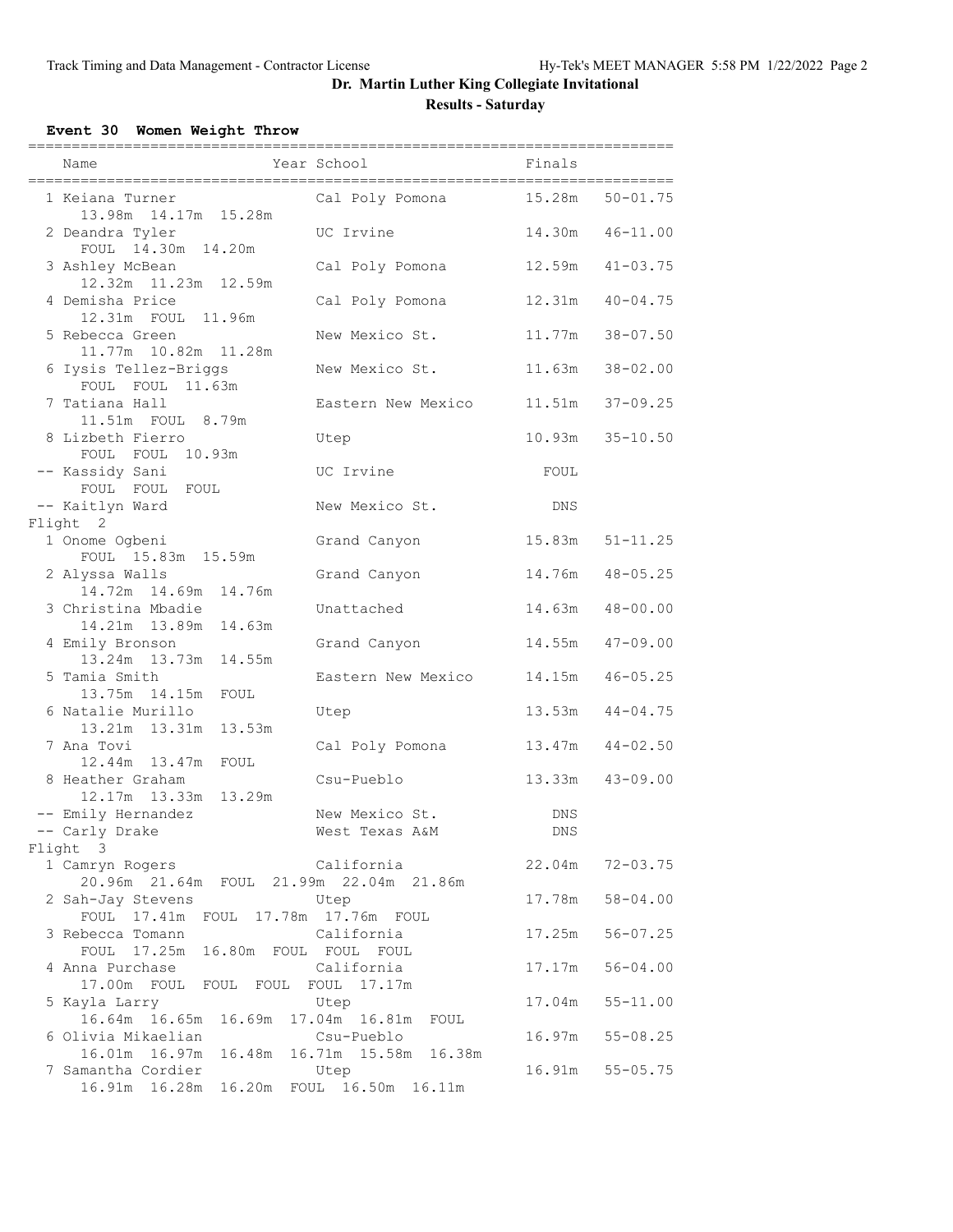# Dr. Martin Luther King Collegiate Invitational

## Results - Saturday

### Event 30 Women Weight Throw

| Place | Name | Year | School | Finals | |
|---|---|---|---|---|---|
| 1 | Keiana Turner | | Cal Poly Pomona | 15.28m | 50-01.75 |
| | 13.98m 14.17m 15.28m | | | | |
| 2 | Deandra Tyler | | UC Irvine | 14.30m | 46-11.00 |
| | FOUL 14.30m 14.20m | | | | |
| 3 | Ashley McBean | | Cal Poly Pomona | 12.59m | 41-03.75 |
| | 12.32m 11.23m 12.59m | | | | |
| 4 | Demisha Price | | Cal Poly Pomona | 12.31m | 40-04.75 |
| | 12.31m FOUL 11.96m | | | | |
| 5 | Rebecca Green | | New Mexico St. | 11.77m | 38-07.50 |
| | 11.77m 10.82m 11.28m | | | | |
| 6 | Iysis Tellez-Briggs | | New Mexico St. | 11.63m | 38-02.00 |
| | FOUL FOUL 11.63m | | | | |
| 7 | Tatiana Hall | | Eastern New Mexico | 11.51m | 37-09.25 |
| | 11.51m FOUL 8.79m | | | | |
| 8 | Lizbeth Fierro | | Utep | 10.93m | 35-10.50 |
| | FOUL FOUL 10.93m | | | | |
| -- | Kassidy Sani | | UC Irvine | FOUL | |
| | FOUL FOUL FOUL | | | | |
| -- | Kaitlyn Ward | | New Mexico St. | DNS | |
| **Flight 2** | | | | | |
| 1 | Onome Ogbeni | | Grand Canyon | 15.83m | 51-11.25 |
| | FOUL 15.83m 15.59m | | | | |
| 2 | Alyssa Walls | | Grand Canyon | 14.76m | 48-05.25 |
| | 14.72m 14.69m 14.76m | | | | |
| 3 | Christina Mbadie | | Unattached | 14.63m | 48-00.00 |
| | 14.21m 13.89m 14.63m | | | | |
| 4 | Emily Bronson | | Grand Canyon | 14.55m | 47-09.00 |
| | 13.24m 13.73m 14.55m | | | | |
| 5 | Tamia Smith | | Eastern New Mexico | 14.15m | 46-05.25 |
| | 13.75m 14.15m FOUL | | | | |
| 6 | Natalie Murillo | | Utep | 13.53m | 44-04.75 |
| | 13.21m 13.31m 13.53m | | | | |
| 7 | Ana Tovi | | Cal Poly Pomona | 13.47m | 44-02.50 |
| | 12.44m 13.47m FOUL | | | | |
| 8 | Heather Graham | | Csu-Pueblo | 13.33m | 43-09.00 |
| | 12.17m 13.33m 13.29m | | | | |
| -- | Emily Hernandez | | New Mexico St. | DNS | |
| -- | Carly Drake | | West Texas A&M | DNS | |
| **Flight 3** | | | | | |
| 1 | Camryn Rogers | | California | 22.04m | 72-03.75 |
| | 20.96m 21.64m FOUL 21.99m 22.04m 21.86m | | | | |
| 2 | Sah-Jay Stevens | | Utep | 17.78m | 58-04.00 |
| | FOUL 17.41m FOUL 17.78m 17.76m FOUL | | | | |
| 3 | Rebecca Tomann | | California | 17.25m | 56-07.25 |
| | FOUL 17.25m 16.80m FOUL FOUL FOUL | | | | |
| 4 | Anna Purchase | | California | 17.17m | 56-04.00 |
| | 17.00m FOUL FOUL FOUL FOUL 17.17m | | | | |
| 5 | Kayla Larry | | Utep | 17.04m | 55-11.00 |
| | 16.64m 16.65m 16.69m 17.04m 16.81m FOUL | | | | |
| 6 | Olivia Mikaelian | | Csu-Pueblo | 16.97m | 55-08.25 |
| | 16.01m 16.97m 16.48m 16.71m 15.58m 16.38m | | | | |
| 7 | Samantha Cordier | | Utep | 16.91m | 55-05.75 |
| | 16.91m 16.28m 16.20m FOUL 16.50m 16.11m | | | | |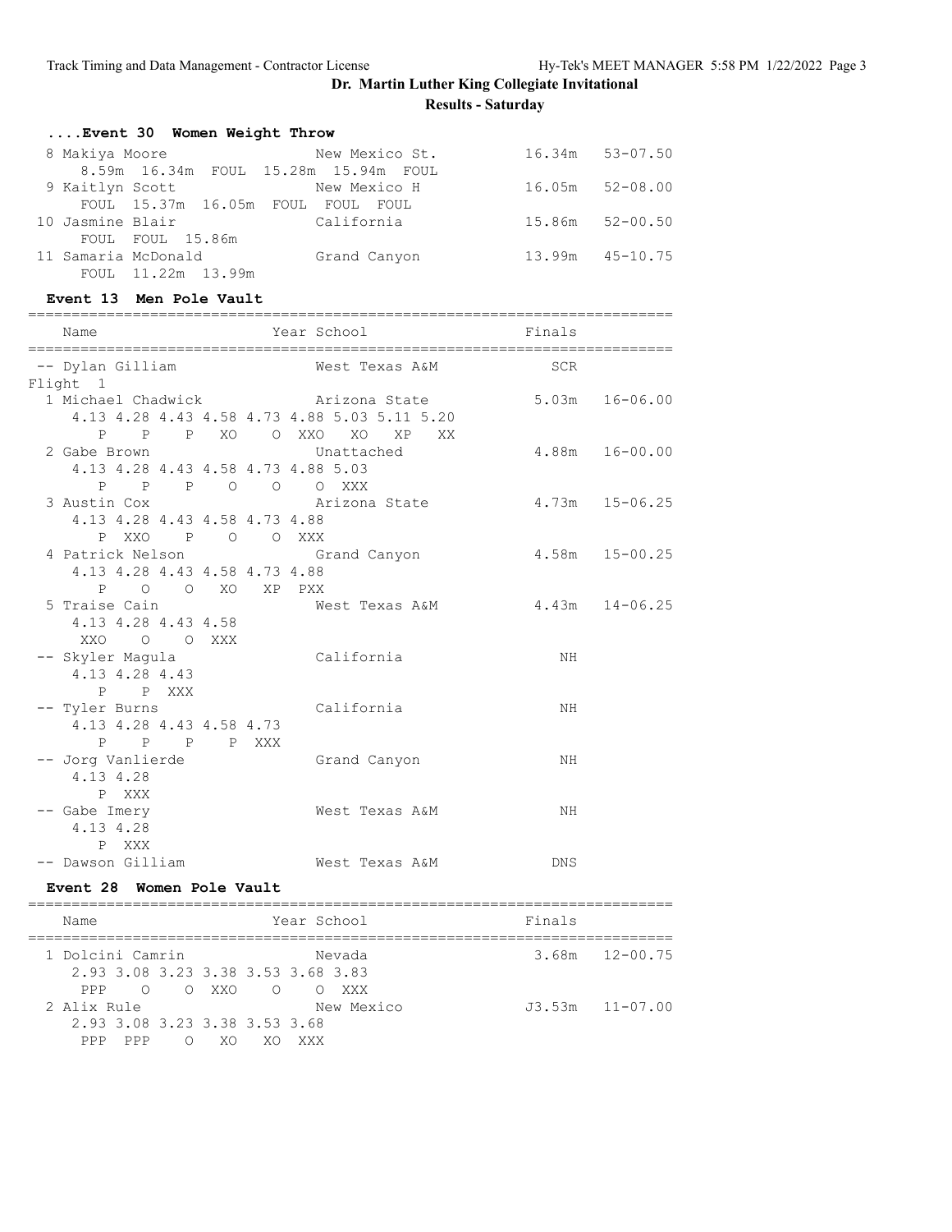## Dr. Martin Luther King Collegiate Invitational

**Results - Saturday**

### ....Event 30 Women Weight Throw

```
  8 Makiya Moore                 New Mexico St.          16.34m   53-07.50
      8.59m  16.34m  FOUL  15.28m  15.94m  FOUL
  9 Kaitlyn Scott                New Mexico H            16.05m   52-08.00
      FOUL  15.37m  16.05m  FOUL  FOUL  FOUL
 10 Jasmine Blair                California              15.86m   52-00.50
      FOUL  FOUL  15.86m
 11 Samaria McDonald             Grand Canyon            13.99m   45-10.75
      FOUL  11.22m  13.99m
```

### Event 13 Men Pole Vault

```
=========================================================================
    Name                    Year School                  Finals
=========================================================================
 -- Dylan Gilliam                West Texas A&M             SCR
Flight  1
  1 Michael Chadwick             Arizona State            5.03m   16-06.00
      4.13 4.28 4.43 4.58 4.73 4.88 5.03 5.11 5.20
         P    P    P   XO    O  XXO   XO   XP   XX
  2 Gabe Brown                   Unattached               4.88m   16-00.00
      4.13 4.28 4.43 4.58 4.73 4.88 5.03
         P    P    P    O    O    O  XXX
  3 Austin Cox                   Arizona State            4.73m   15-06.25
      4.13 4.28 4.43 4.58 4.73 4.88
         P  XXO    P    O    O  XXX
  4 Patrick Nelson               Grand Canyon             4.58m   15-00.25
      4.13 4.28 4.43 4.58 4.73 4.88
         P    O    O   XO   XP  PXX
  5 Traise Cain                  West Texas A&M           4.43m   14-06.25
      4.13 4.28 4.43 4.58
       XXO    O    O  XXX
 -- Skyler Magula                California                  NH
      4.13 4.28 4.43
         P    P  XXX
 -- Tyler Burns                  California                  NH
      4.13 4.28 4.43 4.58 4.73
         P    P    P    P  XXX
 -- Jorg Vanlierde               Grand Canyon                NH
      4.13 4.28
         P  XXX
 -- Gabe Imery                   West Texas A&M              NH
      4.13 4.28
         P  XXX
 -- Dawson Gilliam               West Texas A&M             DNS
```

### Event 28 Women Pole Vault

```
=========================================================================
    Name                    Year School                  Finals
=========================================================================
  1 Dolcini Camrin               Nevada                   3.68m   12-00.75
      2.93 3.08 3.23 3.38 3.53 3.68 3.83
       PPP    O    O  XXO    O    O  XXX
  2 Alix Rule                    New Mexico              J3.53m   11-07.00
      2.93 3.08 3.23 3.38 3.53 3.68
       PPP  PPP    O   XO   XO  XXX
```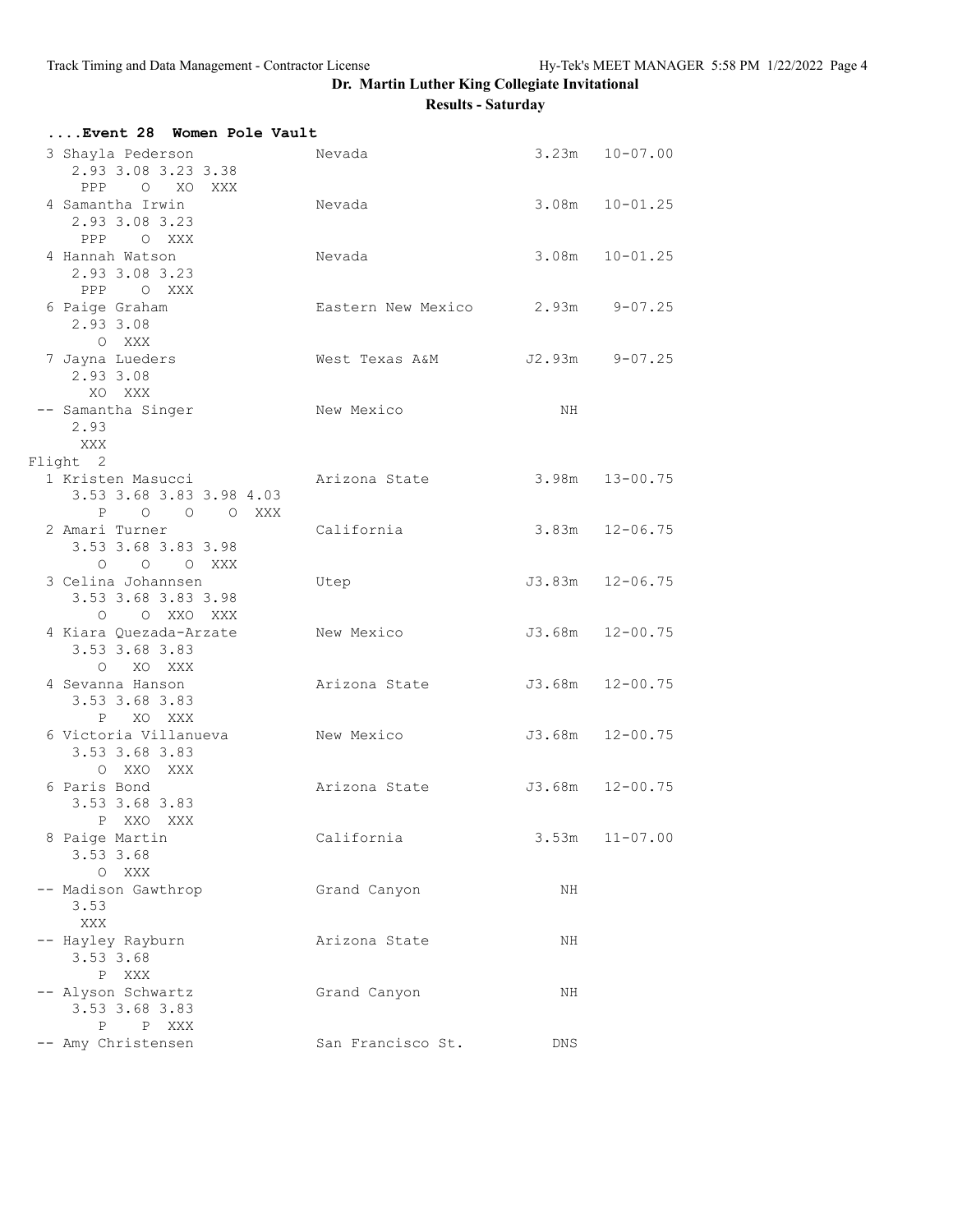# Dr. Martin Luther King Collegiate Invitational

## Results - Saturday

### ....Event 28 Women Pole Vault

```
  3 Shayla Pederson            Nevada                    3.23m   10-07.00
      2.93 3.08 3.23 3.38
       PPP    O  XO  XXX
  4 Samantha Irwin             Nevada                    3.08m   10-01.25
      2.93 3.08 3.23
       PPP    O  XXX
  4 Hannah Watson              Nevada                    3.08m   10-01.25
      2.93 3.08 3.23
       PPP    O  XXX
  6 Paige Graham               Eastern New Mexico        2.93m    9-07.25
      2.93 3.08
         O  XXX
  7 Jayna Lueders              West Texas A&M           J2.93m    9-07.25
      2.93 3.08
        XO  XXX
 -- Samantha Singer            New Mexico                   NH
      2.93
       XXX
Flight  2
  1 Kristen Masucci            Arizona State             3.98m   13-00.75
      3.53 3.68 3.83 3.98 4.03
         P    O    O    O  XXX
  2 Amari Turner               California                3.83m   12-06.75
      3.53 3.68 3.83 3.98
         O    O    O  XXX
  3 Celina Johannsen           Utep                     J3.83m   12-06.75
      3.53 3.68 3.83 3.98
         O    O  XXO  XXX
  4 Kiara Quezada-Arzate       New Mexico               J3.68m   12-00.75
      3.53 3.68 3.83
         O   XO  XXX
  4 Sevanna Hanson             Arizona State            J3.68m   12-00.75
      3.53 3.68 3.83
         P   XO  XXX
  6 Victoria Villanueva        New Mexico               J3.68m   12-00.75
      3.53 3.68 3.83
         O  XXO  XXX
  6 Paris Bond                 Arizona State            J3.68m   12-00.75
      3.53 3.68 3.83
         P  XXO  XXX
  8 Paige Martin               California                3.53m   11-07.00
      3.53 3.68
         O  XXX
 -- Madison Gawthrop           Grand Canyon                 NH
      3.53
       XXX
 -- Hayley Rayburn             Arizona State                NH
      3.53 3.68
         P  XXX
 -- Alyson Schwartz            Grand Canyon                 NH
      3.53 3.68 3.83
         P    P  XXX
 -- Amy Christensen            San Francisco St.           DNS
```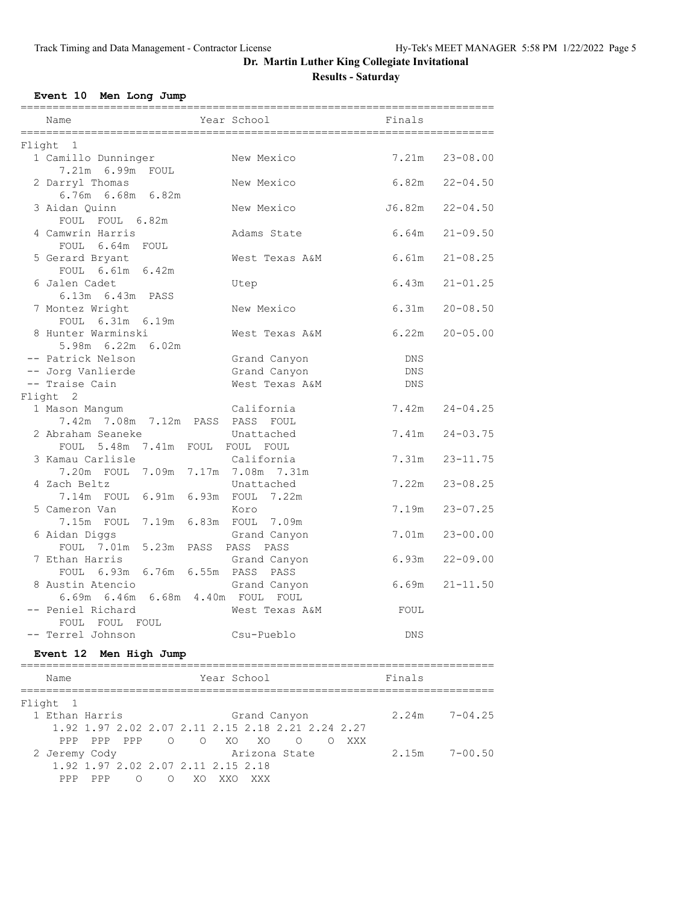# Dr. Martin Luther King Collegiate Invitational

## Results - Saturday

### Event 10 Men Long Jump

| Name | Year School | Finals | |
|---|---|---|---|
| **Flight 1** | | | |
| 1 Camillo Dunninger | New Mexico | 7.21m | 23-08.00 |
| 7.21m 6.99m FOUL | | | |
| 2 Darryl Thomas | New Mexico | 6.82m | 22-04.50 |
| 6.76m 6.68m 6.82m | | | |
| 3 Aidan Quinn | New Mexico | J6.82m | 22-04.50 |
| FOUL FOUL 6.82m | | | |
| 4 Camwrin Harris | Adams State | 6.64m | 21-09.50 |
| FOUL 6.64m FOUL | | | |
| 5 Gerard Bryant | West Texas A&M | 6.61m | 21-08.25 |
| FOUL 6.61m 6.42m | | | |
| 6 Jalen Cadet | Utep | 6.43m | 21-01.25 |
| 6.13m 6.43m PASS | | | |
| 7 Montez Wright | New Mexico | 6.31m | 20-08.50 |
| FOUL 6.31m 6.19m | | | |
| 8 Hunter Warminski | West Texas A&M | 6.22m | 20-05.00 |
| 5.98m 6.22m 6.02m | | | |
| -- Patrick Nelson | Grand Canyon | DNS | |
| -- Jorg Vanlierde | Grand Canyon | DNS | |
| -- Traise Cain | West Texas A&M | DNS | |
| **Flight 2** | | | |
| 1 Mason Mangum | California | 7.42m | 24-04.25 |
| 7.42m 7.08m 7.12m PASS PASS FOUL | | | |
| 2 Abraham Seaneke | Unattached | 7.41m | 24-03.75 |
| FOUL 5.48m 7.41m FOUL FOUL FOUL | | | |
| 3 Kamau Carlisle | California | 7.31m | 23-11.75 |
| 7.20m FOUL 7.09m 7.17m 7.08m 7.31m | | | |
| 4 Zach Beltz | Unattached | 7.22m | 23-08.25 |
| 7.14m FOUL 6.91m 6.93m FOUL 7.22m | | | |
| 5 Cameron Van | Koro | 7.19m | 23-07.25 |
| 7.15m FOUL 7.19m 6.83m FOUL 7.09m | | | |
| 6 Aidan Diggs | Grand Canyon | 7.01m | 23-00.00 |
| FOUL 7.01m 5.23m PASS PASS PASS | | | |
| 7 Ethan Harris | Grand Canyon | 6.93m | 22-09.00 |
| FOUL 6.93m 6.76m 6.55m PASS PASS | | | |
| 8 Austin Atencio | Grand Canyon | 6.69m | 21-11.50 |
| 6.69m 6.46m 6.68m 4.40m FOUL FOUL | | | |
| -- Peniel Richard | West Texas A&M | FOUL | |
| FOUL FOUL FOUL | | | |
| -- Terrel Johnson | Csu-Pueblo | DNS | |

### Event 12 Men High Jump

| Name | Year School | Finals | |
|---|---|---|---|
| **Flight 1** | | | |
| 1 Ethan Harris | Grand Canyon | 2.24m | 7-04.25 |
| 1.92 1.97 2.02 2.07 2.11 2.15 2.18 2.21 2.24 2.27 | | | |
| PPP PPP PPP O O XO XO O O XXX | | | |
| 2 Jeremy Cody | Arizona State | 2.15m | 7-00.50 |
| 1.92 1.97 2.02 2.07 2.11 2.15 2.18 | | | |
| PPP PPP O O XO XXO XXX | | | |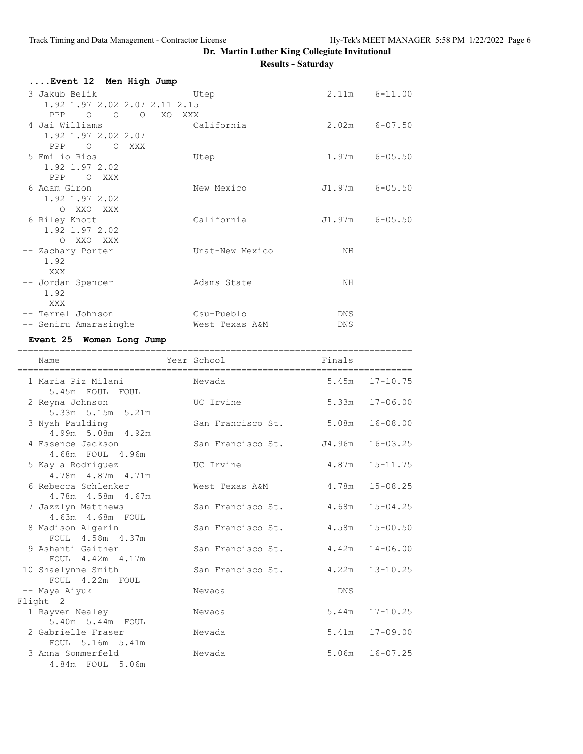# Dr. Martin Luther King Collegiate Invitational

## Results - Saturday

### ....Event 12 Men High Jump

```
  3 Jakub Belik                Utep                       2.11m    6-11.00 
     1.92 1.97 2.02 2.07 2.11 2.15 
      PPP    O    O    O   XO  XXX 
  4 Jai Williams               California                 2.02m    6-07.50 
     1.92 1.97 2.02 2.07 
      PPP    O    O  XXX 
  5 Emilio Rios                Utep                       1.97m    6-05.50 
     1.92 1.97 2.02 
      PPP    O  XXX 
  6 Adam Giron                 New Mexico                J1.97m    6-05.50 
     1.92 1.97 2.02 
        O  XXO  XXX 
  6 Riley Knott                California                J1.97m    6-05.50 
     1.92 1.97 2.02 
        O  XXO  XXX 
 -- Zachary Porter             Unat-New Mexico               NH            
     1.92 
      XXX 
 -- Jordan Spencer             Adams State                   NH            
     1.92 
      XXX 
 -- Terrel Johnson             Csu-Pueblo                   DNS            
 -- Seniru Amarasinghe         West Texas A&M               DNS            
```

### Event 25 Women Long Jump

```
=========================================================================
    Name                    Year School                  Finals          
=========================================================================
  1 Maria Piz Milani           Nevada                     5.45m   17-10.75 
      5.45m  FOUL  FOUL 
  2 Reyna Johnson              UC Irvine                  5.33m   17-06.00 
      5.33m  5.15m  5.21m 
  3 Nyah Paulding              San Francisco St.          5.08m   16-08.00 
      4.99m  5.08m  4.92m 
  4 Essence Jackson            San Francisco St.         J4.96m   16-03.25 
      4.68m  FOUL  4.96m 
  5 Kayla Rodriguez            UC Irvine                  4.87m   15-11.75 
      4.78m  4.87m  4.71m 
  6 Rebecca Schlenker          West Texas A&M             4.78m   15-08.25 
      4.78m  4.58m  4.67m 
  7 Jazzlyn Matthews           San Francisco St.          4.68m   15-04.25 
      4.63m  4.68m  FOUL 
  8 Madison Algarin            San Francisco St.          4.58m   15-00.50 
      FOUL  4.58m  4.37m 
  9 Ashanti Gaither            San Francisco St.          4.42m   14-06.00 
      FOUL  4.42m  4.17m 
 10 Shaelynne Smith            San Francisco St.          4.22m   13-10.25 
      FOUL  4.22m  FOUL 
 -- Maya Aiyuk                 Nevada                       DNS            
Flight  2 
  1 Rayven Nealey              Nevada                     5.44m   17-10.25 
      5.40m  5.44m  FOUL 
  2 Gabrielle Fraser           Nevada                     5.41m   17-09.00 
      FOUL  5.16m  5.41m 
  3 Anna Sommerfeld            Nevada                     5.06m   16-07.25 
      4.84m  FOUL  5.06m 
```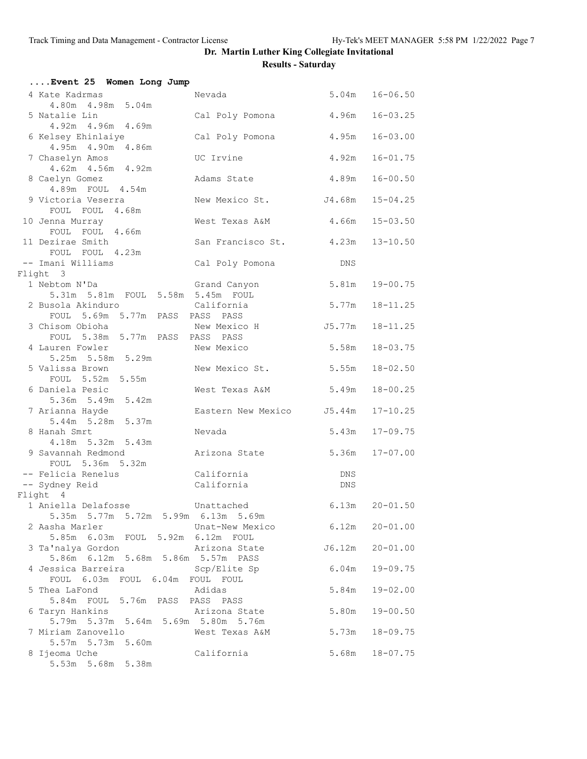# Dr. Martin Luther King Collegiate Invitational

## Results - Saturday

### ....Event 25 Women Long Jump

| Place | Name | School | Mark | Imperial |
|---|---|---|---|---|
| 4 | Kate Kadrmas | Nevada | 5.04m | 16-06.50 |
| | 4.80m 4.98m 5.04m | | | |
| 5 | Natalie Lin | Cal Poly Pomona | 4.96m | 16-03.25 |
| | 4.92m 4.96m 4.69m | | | |
| 6 | Kelsey Ehinlaiye | Cal Poly Pomona | 4.95m | 16-03.00 |
| | 4.95m 4.90m 4.86m | | | |
| 7 | Chaselyn Amos | UC Irvine | 4.92m | 16-01.75 |
| | 4.62m 4.56m 4.92m | | | |
| 8 | Caelyn Gomez | Adams State | 4.89m | 16-00.50 |
| | 4.89m FOUL 4.54m | | | |
| 9 | Victoria Veserra | New Mexico St. | J4.68m | 15-04.25 |
| | FOUL FOUL 4.68m | | | |
| 10 | Jenna Murray | West Texas A&M | 4.66m | 15-03.50 |
| | FOUL FOUL 4.66m | | | |
| 11 | Dezirae Smith | San Francisco St. | 4.23m | 13-10.50 |
| | FOUL FOUL 4.23m | | | |
| -- | Imani Williams | Cal Poly Pomona | DNS | |

**Flight 3**

| Place | Name | School | Mark | Imperial |
|---|---|---|---|---|
| 1 | Nebtom N'Da | Grand Canyon | 5.81m | 19-00.75 |
| | 5.31m 5.81m FOUL 5.58m 5.45m FOUL | | | |
| 2 | Busola Akinduro | California | 5.77m | 18-11.25 |
| | FOUL 5.69m 5.77m PASS PASS PASS | | | |
| 3 | Chisom Obioha | New Mexico H | J5.77m | 18-11.25 |
| | FOUL 5.38m 5.77m PASS PASS PASS | | | |
| 4 | Lauren Fowler | New Mexico | 5.58m | 18-03.75 |
| | 5.25m 5.58m 5.29m | | | |
| 5 | Valissa Brown | New Mexico St. | 5.55m | 18-02.50 |
| | FOUL 5.52m 5.55m | | | |
| 6 | Daniela Pesic | West Texas A&M | 5.49m | 18-00.25 |
| | 5.36m 5.49m 5.42m | | | |
| 7 | Arianna Hayde | Eastern New Mexico | J5.44m | 17-10.25 |
| | 5.44m 5.28m 5.37m | | | |
| 8 | Hanah Smrt | Nevada | 5.43m | 17-09.75 |
| | 4.18m 5.32m 5.43m | | | |
| 9 | Savannah Redmond | Arizona State | 5.36m | 17-07.00 |
| | FOUL 5.36m 5.32m | | | |
| -- | Felicia Renelus | California | DNS | |
| -- | Sydney Reid | California | DNS | |

**Flight 4**

| Place | Name | School | Mark | Imperial |
|---|---|---|---|---|
| 1 | Aniella Delafosse | Unattached | 6.13m | 20-01.50 |
| | 5.35m 5.77m 5.72m 5.99m 6.13m 5.69m | | | |
| 2 | Aasha Marler | Unat-New Mexico | 6.12m | 20-01.00 |
| | 5.85m 6.03m FOUL 5.92m 6.12m FOUL | | | |
| 3 | Ta'nalya Gordon | Arizona State | J6.12m | 20-01.00 |
| | 5.86m 6.12m 5.68m 5.86m 5.57m PASS | | | |
| 4 | Jessica Barreira | Scp/Elite Sp | 6.04m | 19-09.75 |
| | FOUL 6.03m FOUL 6.04m FOUL FOUL | | | |
| 5 | Thea LaFond | Adidas | 5.84m | 19-02.00 |
| | 5.84m FOUL 5.76m PASS PASS PASS | | | |
| 6 | Taryn Hankins | Arizona State | 5.80m | 19-00.50 |
| | 5.79m 5.37m 5.64m 5.69m 5.80m 5.76m | | | |
| 7 | Miriam Zanovello | West Texas A&M | 5.73m | 18-09.75 |
| | 5.57m 5.73m 5.60m | | | |
| 8 | Ijeoma Uche | California | 5.68m | 18-07.75 |
| | 5.53m 5.68m 5.38m | | | |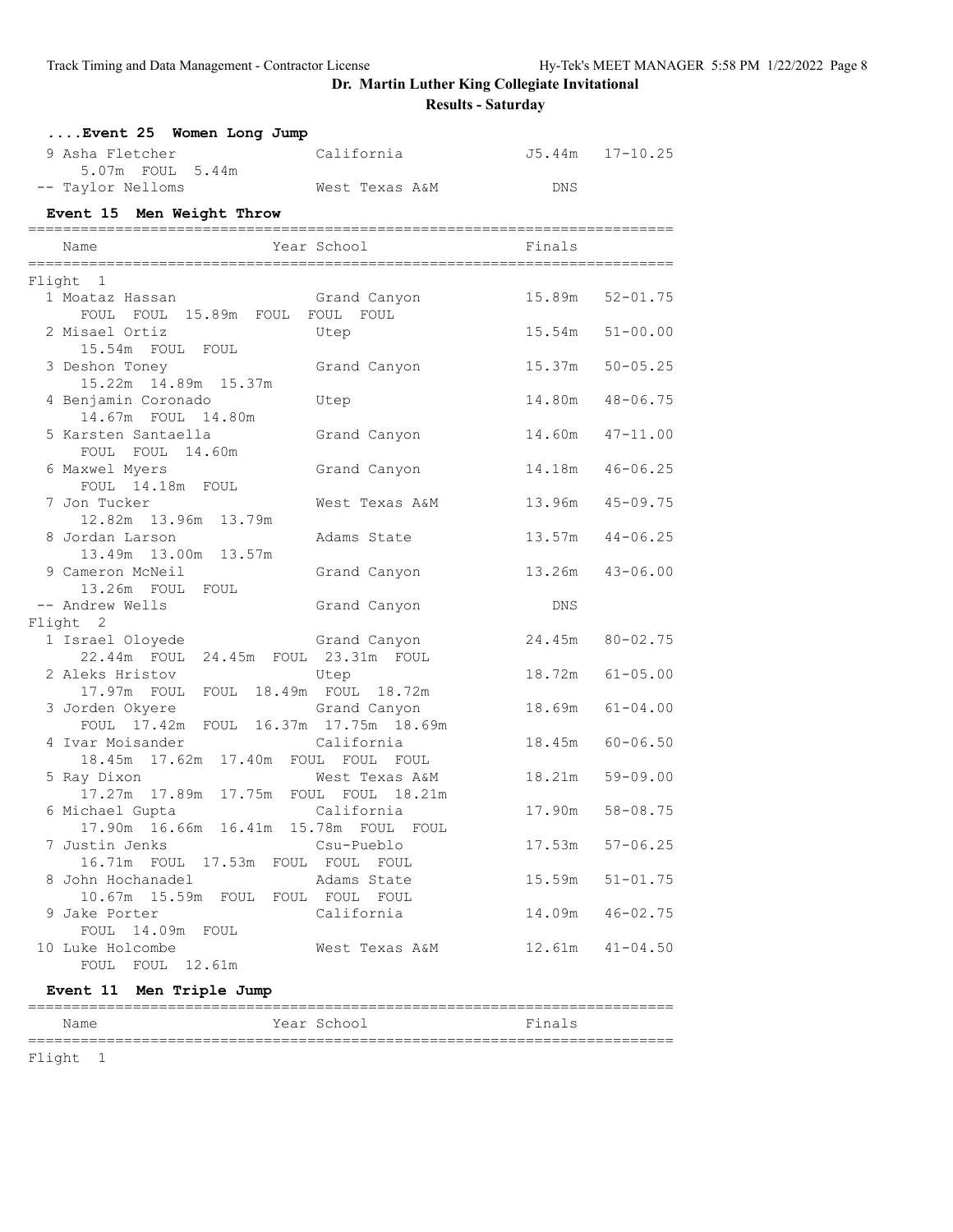## Dr. Martin Luther King Collegiate Invitational

### Results - Saturday

#### ....Event 25 Women Long Jump

| Place | Name | Year School | Finals | |
|---|---|---|---|---|
| 9 | Asha Fletcher | California | J5.44m | 17-10.25 |
| | 5.07m FOUL 5.44m | | | |
| -- | Taylor Nelloms | West Texas A&M | DNS | |

#### Event 15 Men Weight Throw

| Place | Name | Year School | Finals | |
|---|---|---|---|---|
| **Flight 1** | | | | |
| 1 | Moataz Hassan | Grand Canyon | 15.89m | 52-01.75 |
| | FOUL FOUL 15.89m FOUL FOUL FOUL | | | |
| 2 | Misael Ortiz | Utep | 15.54m | 51-00.00 |
| | 15.54m FOUL FOUL | | | |
| 3 | Deshon Toney | Grand Canyon | 15.37m | 50-05.25 |
| | 15.22m 14.89m 15.37m | | | |
| 4 | Benjamin Coronado | Utep | 14.80m | 48-06.75 |
| | 14.67m FOUL 14.80m | | | |
| 5 | Karsten Santaella | Grand Canyon | 14.60m | 47-11.00 |
| | FOUL FOUL 14.60m | | | |
| 6 | Maxwel Myers | Grand Canyon | 14.18m | 46-06.25 |
| | FOUL 14.18m FOUL | | | |
| 7 | Jon Tucker | West Texas A&M | 13.96m | 45-09.75 |
| | 12.82m 13.96m 13.79m | | | |
| 8 | Jordan Larson | Adams State | 13.57m | 44-06.25 |
| | 13.49m 13.00m 13.57m | | | |
| 9 | Cameron McNeil | Grand Canyon | 13.26m | 43-06.00 |
| | 13.26m FOUL FOUL | | | |
| -- | Andrew Wells | Grand Canyon | DNS | |
| **Flight 2** | | | | |
| 1 | Israel Oloyede | Grand Canyon | 24.45m | 80-02.75 |
| | 22.44m FOUL 24.45m FOUL 23.31m FOUL | | | |
| 2 | Aleks Hristov | Utep | 18.72m | 61-05.00 |
| | 17.97m FOUL FOUL 18.49m FOUL 18.72m | | | |
| 3 | Jorden Okyere | Grand Canyon | 18.69m | 61-04.00 |
| | FOUL 17.42m FOUL 16.37m 17.75m 18.69m | | | |
| 4 | Ivar Moisander | California | 18.45m | 60-06.50 |
| | 18.45m 17.62m 17.40m FOUL FOUL FOUL | | | |
| 5 | Ray Dixon | West Texas A&M | 18.21m | 59-09.00 |
| | 17.27m 17.89m 17.75m FOUL FOUL 18.21m | | | |
| 6 | Michael Gupta | California | 17.90m | 58-08.75 |
| | 17.90m 16.66m 16.41m 15.78m FOUL FOUL | | | |
| 7 | Justin Jenks | Csu-Pueblo | 17.53m | 57-06.25 |
| | 16.71m FOUL 17.53m FOUL FOUL FOUL | | | |
| 8 | John Hochanadel | Adams State | 15.59m | 51-01.75 |
| | 10.67m 15.59m FOUL FOUL FOUL FOUL | | | |
| 9 | Jake Porter | California | 14.09m | 46-02.75 |
| | FOUL 14.09m FOUL | | | |
| 10 | Luke Holcombe | West Texas A&M | 12.61m | 41-04.50 |
| | FOUL FOUL 12.61m | | | |

#### Event 11 Men Triple Jump

| Name | Year School | Finals |
|---|---|---|
| **Flight 1** | | |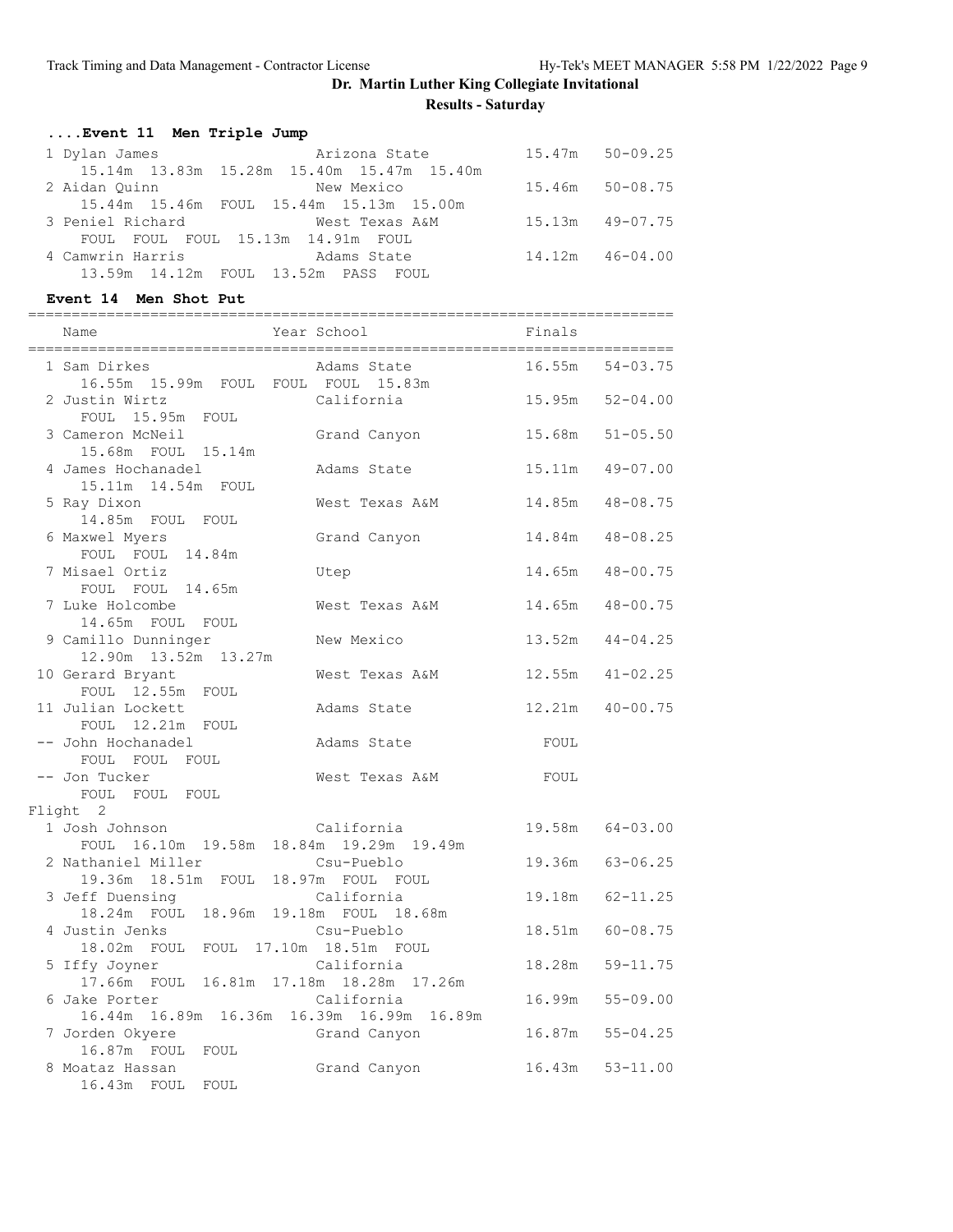# Dr. Martin Luther King Collegiate Invitational

## Results - Saturday

### ....Event 11 Men Triple Jump

```
  1 Dylan James                Arizona State           15.47m   50-09.25
     15.14m  13.83m  15.28m  15.40m  15.47m  15.40m
  2 Aidan Quinn                New Mexico              15.46m   50-08.75
     15.44m  15.46m  FOUL  15.44m  15.13m  15.00m
  3 Peniel Richard             West Texas A&M          15.13m   49-07.75
     FOUL  FOUL  FOUL  15.13m  14.91m  FOUL
  4 Camwrin Harris             Adams State             14.12m   46-04.00
     13.59m  14.12m  FOUL  13.52m  PASS  FOUL
```

### Event 14 Men Shot Put

```
==========================================================================
    Name                    Year School                  Finals
==========================================================================
  1 Sam Dirkes                   Adams State             16.55m   54-03.75
     16.55m  15.99m  FOUL  FOUL  FOUL  15.83m
  2 Justin Wirtz                 California              15.95m   52-04.00
     FOUL  15.95m  FOUL
  3 Cameron McNeil               Grand Canyon            15.68m   51-05.50
     15.68m  FOUL  15.14m
  4 James Hochanadel             Adams State             15.11m   49-07.00
     15.11m  14.54m  FOUL
  5 Ray Dixon                    West Texas A&M          14.85m   48-08.75
     14.85m  FOUL  FOUL
  6 Maxwel Myers                 Grand Canyon            14.84m   48-08.25
     FOUL  FOUL  14.84m
  7 Misael Ortiz                 Utep                    14.65m   48-00.75
     FOUL  FOUL  14.65m
  7 Luke Holcombe                West Texas A&M          14.65m   48-00.75
     14.65m  FOUL  FOUL
  9 Camillo Dunninger            New Mexico              13.52m   44-04.25
     12.90m  13.52m  13.27m
 10 Gerard Bryant                West Texas A&M          12.55m   41-02.25
     FOUL  12.55m  FOUL
 11 Julian Lockett               Adams State             12.21m   40-00.75
     FOUL  12.21m  FOUL
 -- John Hochanadel              Adams State               FOUL
     FOUL  FOUL  FOUL
 -- Jon Tucker                   West Texas A&M            FOUL
     FOUL  FOUL  FOUL
Flight  2
  1 Josh Johnson                 California              19.58m   64-03.00
     FOUL  16.10m  19.58m  18.84m  19.29m  19.49m
  2 Nathaniel Miller             Csu-Pueblo              19.36m   63-06.25
     19.36m  18.51m  FOUL  18.97m  FOUL  FOUL
  3 Jeff Duensing                California              19.18m   62-11.25
     18.24m  FOUL  18.96m  19.18m  FOUL  18.68m
  4 Justin Jenks                 Csu-Pueblo              18.51m   60-08.75
     18.02m  FOUL  FOUL  17.10m  18.51m  FOUL
  5 Iffy Joyner                  California              18.28m   59-11.75
     17.66m  FOUL  16.81m  17.18m  18.28m  17.26m
  6 Jake Porter                  California              16.99m   55-09.00
     16.44m  16.89m  16.36m  16.39m  16.99m  16.89m
  7 Jorden Okyere                Grand Canyon            16.87m   55-04.25
     16.87m  FOUL  FOUL
  8 Moataz Hassan                Grand Canyon            16.43m   53-11.00
     16.43m  FOUL  FOUL
```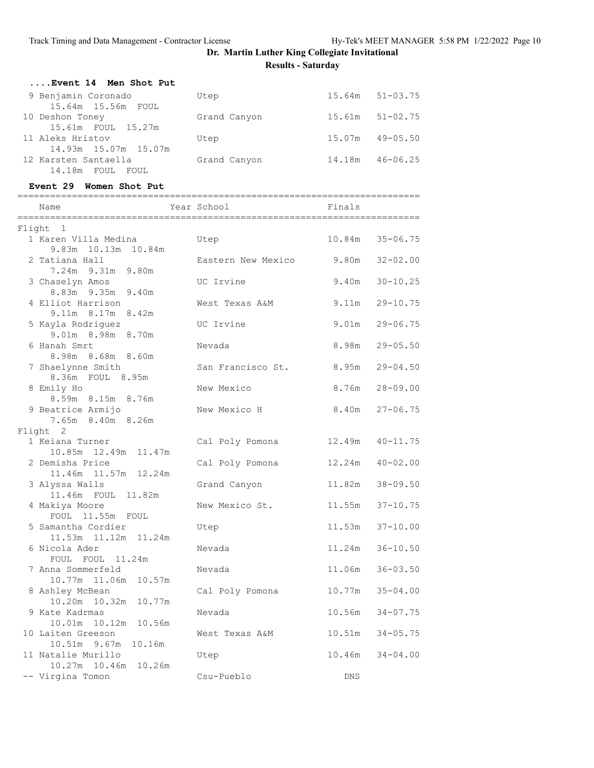# Dr. Martin Luther King Collegiate Invitational

## Results - Saturday

### ....Event 14 Men Shot Put

| Place | Name | Year | School | Finals | |
|---|---|---|---|---|---|
| 9 | Benjamin Coronado | | Utep | 15.64m | 51-03.75 |
| | 15.64m 15.56m FOUL | | | | |
| 10 | Deshon Toney | | Grand Canyon | 15.61m | 51-02.75 |
| | 15.61m FOUL 15.27m | | | | |
| 11 | Aleks Hristov | | Utep | 15.07m | 49-05.50 |
| | 14.93m 15.07m 15.07m | | | | |
| 12 | Karsten Santaella | | Grand Canyon | 14.18m | 46-06.25 |
| | 14.18m FOUL FOUL | | | | |

### Event 29 Women Shot Put

| Place | Name | Year | School | Finals | |
|---|---|---|---|---|---|
| **Flight 1** | | | | | |
| 1 | Karen Villa Medina | | Utep | 10.84m | 35-06.75 |
| | 9.83m 10.13m 10.84m | | | | |
| 2 | Tatiana Hall | | Eastern New Mexico | 9.80m | 32-02.00 |
| | 7.24m 9.31m 9.80m | | | | |
| 3 | Chaselyn Amos | | UC Irvine | 9.40m | 30-10.25 |
| | 8.83m 9.35m 9.40m | | | | |
| 4 | Elliot Harrison | | West Texas A&M | 9.11m | 29-10.75 |
| | 9.11m 8.17m 8.42m | | | | |
| 5 | Kayla Rodriguez | | UC Irvine | 9.01m | 29-06.75 |
| | 9.01m 8.98m 8.70m | | | | |
| 6 | Hanah Smrt | | Nevada | 8.98m | 29-05.50 |
| | 8.98m 8.68m 8.60m | | | | |
| 7 | Shaelynne Smith | | San Francisco St. | 8.95m | 29-04.50 |
| | 8.36m FOUL 8.95m | | | | |
| 8 | Emily Ho | | New Mexico | 8.76m | 28-09.00 |
| | 8.59m 8.15m 8.76m | | | | |
| 9 | Beatrice Armijo | | New Mexico H | 8.40m | 27-06.75 |
| | 7.65m 8.40m 8.26m | | | | |
| **Flight 2** | | | | | |
| 1 | Keiana Turner | | Cal Poly Pomona | 12.49m | 40-11.75 |
| | 10.85m 12.49m 11.47m | | | | |
| 2 | Demisha Price | | Cal Poly Pomona | 12.24m | 40-02.00 |
| | 11.46m 11.57m 12.24m | | | | |
| 3 | Alyssa Walls | | Grand Canyon | 11.82m | 38-09.50 |
| | 11.46m FOUL 11.82m | | | | |
| 4 | Makiya Moore | | New Mexico St. | 11.55m | 37-10.75 |
| | FOUL 11.55m FOUL | | | | |
| 5 | Samantha Cordier | | Utep | 11.53m | 37-10.00 |
| | 11.53m 11.12m 11.24m | | | | |
| 6 | Nicola Ader | | Nevada | 11.24m | 36-10.50 |
| | FOUL FOUL 11.24m | | | | |
| 7 | Anna Sommerfeld | | Nevada | 11.06m | 36-03.50 |
| | 10.77m 11.06m 10.57m | | | | |
| 8 | Ashley McBean | | Cal Poly Pomona | 10.77m | 35-04.00 |
| | 10.20m 10.32m 10.77m | | | | |
| 9 | Kate Kadrmas | | Nevada | 10.56m | 34-07.75 |
| | 10.01m 10.12m 10.56m | | | | |
| 10 | Laiten Greeson | | West Texas A&M | 10.51m | 34-05.75 |
| | 10.51m 9.67m 10.16m | | | | |
| 11 | Natalie Murillo | | Utep | 10.46m | 34-04.00 |
| | 10.27m 10.46m 10.26m | | | | |
| -- | Virgina Tomon | | Csu-Pueblo | DNS | |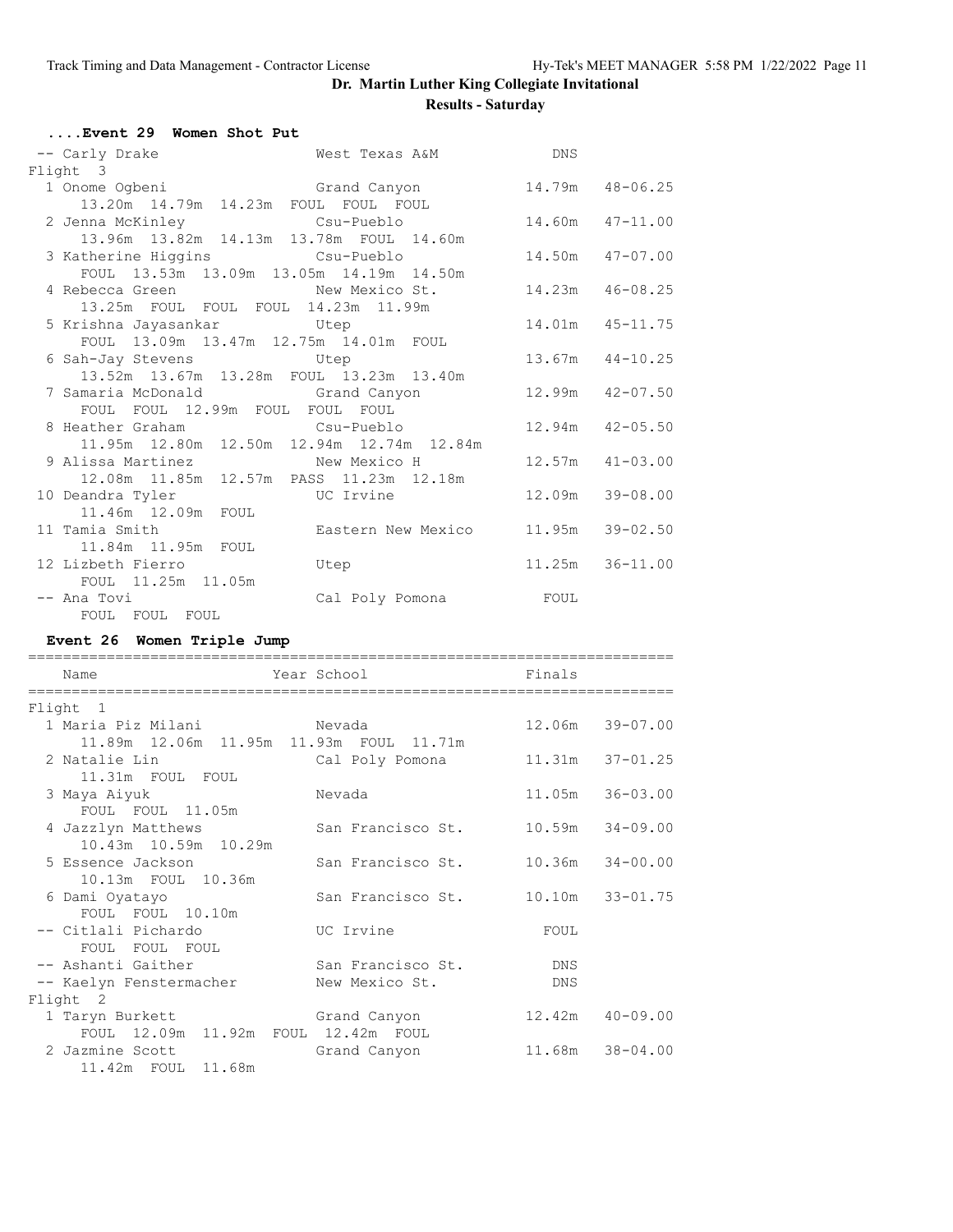## Dr. Martin Luther King Collegiate Invitational

### Results - Saturday

#### ....Event 29 Women Shot Put

```
 -- Carly Drake                West Texas A&M            DNS
Flight  3
  1 Onome Ogbeni               Grand Canyon            14.79m   48-06.25
      13.20m  14.79m  14.23m  FOUL  FOUL  FOUL
  2 Jenna McKinley             Csu-Pueblo              14.60m   47-11.00
      13.96m  13.82m  14.13m  13.78m  FOUL  14.60m
  3 Katherine Higgins          Csu-Pueblo              14.50m   47-07.00
      FOUL  13.53m  13.09m  13.05m  14.19m  14.50m
  4 Rebecca Green              New Mexico St.          14.23m   46-08.25
      13.25m  FOUL  FOUL  FOUL  14.23m  11.99m
  5 Krishna Jayasankar         Utep                    14.01m   45-11.75
      FOUL  13.09m  13.47m  12.75m  14.01m  FOUL
  6 Sah-Jay Stevens            Utep                    13.67m   44-10.25
      13.52m  13.67m  13.28m  FOUL  13.23m  13.40m
  7 Samaria McDonald           Grand Canyon            12.99m   42-07.50
      FOUL  FOUL  12.99m  FOUL  FOUL  FOUL
  8 Heather Graham             Csu-Pueblo              12.94m   42-05.50
      11.95m  12.80m  12.50m  12.94m  12.74m  12.84m
  9 Alissa Martinez            New Mexico H            12.57m   41-03.00
      12.08m  11.85m  12.57m  PASS  11.23m  12.18m
 10 Deandra Tyler              UC Irvine               12.09m   39-08.00
      11.46m  12.09m  FOUL
 11 Tamia Smith                Eastern New Mexico      11.95m   39-02.50
      11.84m  11.95m  FOUL
 12 Lizbeth Fierro             Utep                    11.25m   36-11.00
      FOUL  11.25m  11.05m
 -- Ana Tovi                   Cal Poly Pomona           FOUL
      FOUL  FOUL  FOUL
```

#### Event 26 Women Triple Jump

```
==========================================================================
    Name                    Year School                 Finals
==========================================================================
Flight  1
  1 Maria Piz Milani             Nevada                  12.06m   39-07.00
      11.89m  12.06m  11.95m  11.93m  FOUL  11.71m
  2 Natalie Lin                  Cal Poly Pomona         11.31m   37-01.25
      11.31m  FOUL  FOUL
  3 Maya Aiyuk                   Nevada                  11.05m   36-03.00
      FOUL  FOUL  11.05m
  4 Jazzlyn Matthews             San Francisco St.       10.59m   34-09.00
      10.43m  10.59m  10.29m
  5 Essence Jackson              San Francisco St.       10.36m   34-00.00
      10.13m  FOUL  10.36m
  6 Dami Oyatayo                 San Francisco St.       10.10m   33-01.75
      FOUL  FOUL  10.10m
 -- Citlali Pichardo             UC Irvine                 FOUL
      FOUL  FOUL  FOUL
 -- Ashanti Gaither              San Francisco St.          DNS
 -- Kaelyn Fenstermacher         New Mexico St.             DNS
Flight  2
  1 Taryn Burkett                Grand Canyon            12.42m   40-09.00
      FOUL  12.09m  11.92m  FOUL  12.42m  FOUL
  2 Jazmine Scott                Grand Canyon            11.68m   38-04.00
      11.42m  FOUL  11.68m
```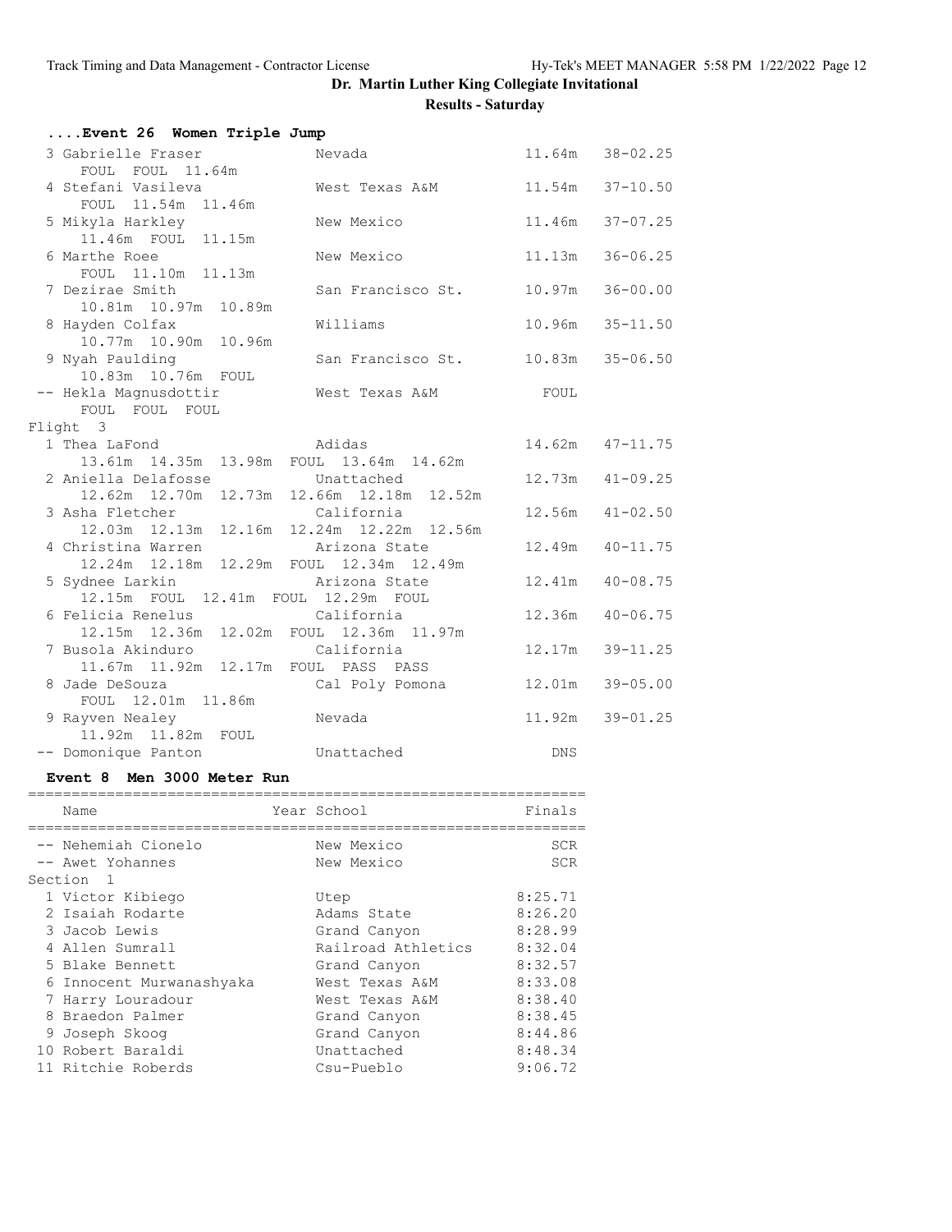# Dr. Martin Luther King Collegiate Invitational

## Results - Saturday

### ....Event 26 Women Triple Jump

```
  3 Gabrielle Fraser           Nevada                   11.64m   38-02.25 
      FOUL  FOUL  11.64m 
  4 Stefani Vasileva           West Texas A&M           11.54m   37-10.50 
      FOUL  11.54m  11.46m 
  5 Mikyla Harkley             New Mexico               11.46m   37-07.25 
      11.46m  FOUL  11.15m 
  6 Marthe Roee                New Mexico               11.13m   36-06.25 
      FOUL  11.10m  11.13m 
  7 Dezirae Smith              San Francisco St.        10.97m   36-00.00 
      10.81m  10.97m  10.89m 
  8 Hayden Colfax              Williams                 10.96m   35-11.50 
      10.77m  10.90m  10.96m 
  9 Nyah Paulding              San Francisco St.        10.83m   35-06.50 
      10.83m  10.76m  FOUL 
 -- Hekla Magnusdottir         West Texas A&M             FOUL            
      FOUL  FOUL  FOUL 
Flight  3
  1 Thea LaFond                Adidas                   14.62m   47-11.75 
      13.61m  14.35m  13.98m  FOUL  13.64m  14.62m 
  2 Aniella Delafosse          Unattached               12.73m   41-09.25 
      12.62m  12.70m  12.73m  12.66m  12.18m  12.52m 
  3 Asha Fletcher              California               12.56m   41-02.50 
      12.03m  12.13m  12.16m  12.24m  12.22m  12.56m 
  4 Christina Warren           Arizona State            12.49m   40-11.75 
      12.24m  12.18m  12.29m  FOUL  12.34m  12.49m 
  5 Sydnee Larkin              Arizona State            12.41m   40-08.75 
      12.15m  FOUL  12.41m  FOUL  12.29m  FOUL 
  6 Felicia Renelus            California               12.36m   40-06.75 
      12.15m  12.36m  12.02m  FOUL  12.36m  11.97m 
  7 Busola Akinduro            California               12.17m   39-11.25 
      11.67m  11.92m  12.17m  FOUL  PASS  PASS 
  8 Jade DeSouza               Cal Poly Pomona          12.01m   39-05.00 
      FOUL  12.01m  11.86m 
  9 Rayven Nealey              Nevada                   11.92m   39-01.25 
      11.92m  11.82m  FOUL 
 -- Domonique Panton           Unattached                  DNS            
```

### Event 8 Men 3000 Meter Run

```
================================================================
    Name                    Year School                  Finals 
================================================================
 -- Nehemiah Cionelo             New Mexico                 SCR  
 -- Awet Yohannes                New Mexico                 SCR  
Section  1
  1 Victor Kibiego               Utep                   8:25.71  
  2 Isaiah Rodarte               Adams State            8:26.20  
  3 Jacob Lewis                  Grand Canyon           8:28.99  
  4 Allen Sumrall                Railroad Athletics     8:32.04  
  5 Blake Bennett                Grand Canyon           8:32.57  
  6 Innocent Murwanashyaka       West Texas A&M         8:33.08  
  7 Harry Louradour              West Texas A&M         8:38.40  
  8 Braedon Palmer               Grand Canyon           8:38.45  
  9 Joseph Skoog                 Grand Canyon           8:44.86  
 10 Robert Baraldi               Unattached             8:48.34  
 11 Ritchie Roberds              Csu-Pueblo             9:06.72  
```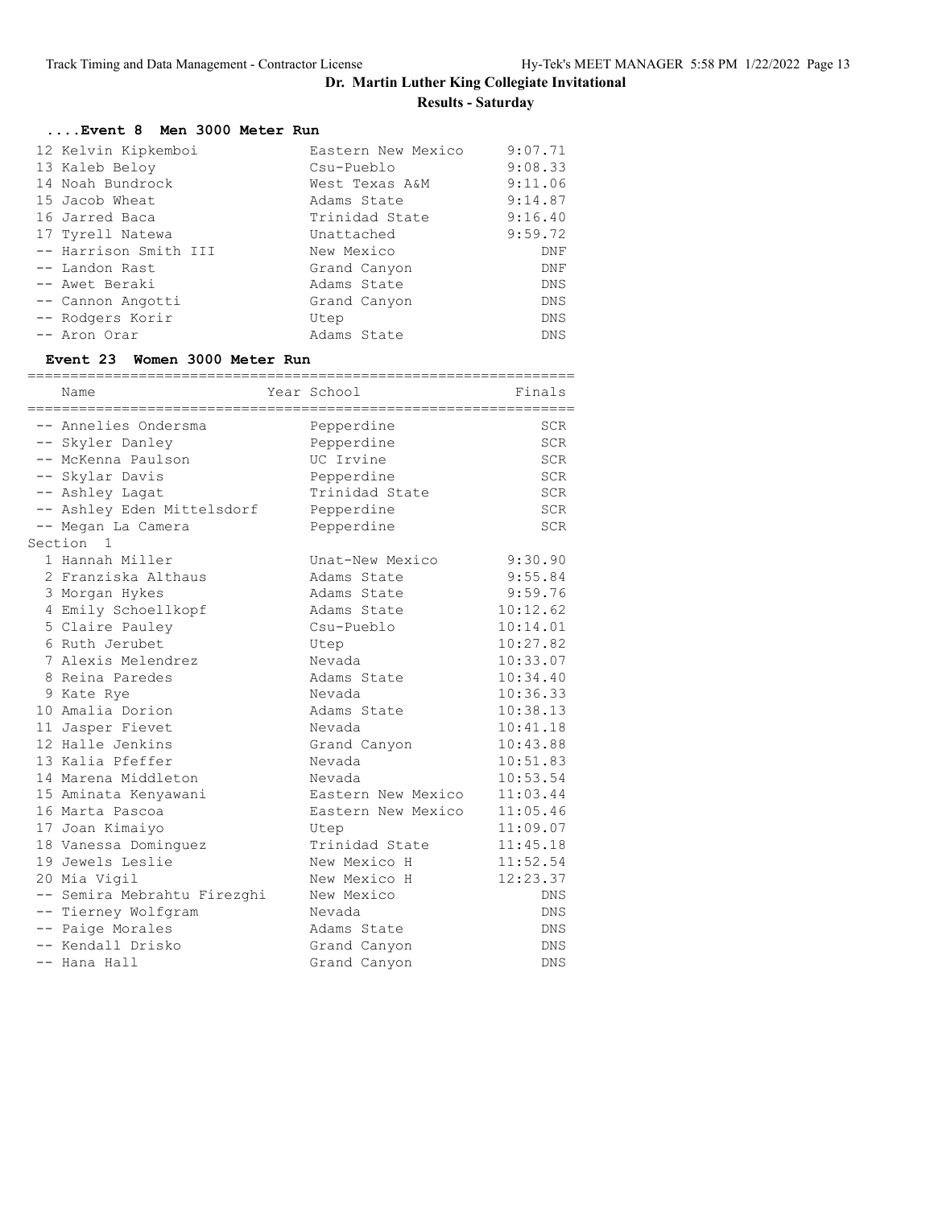# Dr. Martin Luther King Collegiate Invitational

## Results - Saturday

### ....Event 8 Men 3000 Meter Run

| Place | Name | School | Finals |
|---|---|---|---|
| 12 | Kelvin Kipkemboi | Eastern New Mexico | 9:07.71 |
| 13 | Kaleb Beloy | Csu-Pueblo | 9:08.33 |
| 14 | Noah Bundrock | West Texas A&M | 9:11.06 |
| 15 | Jacob Wheat | Adams State | 9:14.87 |
| 16 | Jarred Baca | Trinidad State | 9:16.40 |
| 17 | Tyrell Natewa | Unattached | 9:59.72 |
| -- | Harrison Smith III | New Mexico | DNF |
| -- | Landon Rast | Grand Canyon | DNF |
| -- | Awet Beraki | Adams State | DNS |
| -- | Cannon Angotti | Grand Canyon | DNS |
| -- | Rodgers Korir | Utep | DNS |
| -- | Aron Orar | Adams State | DNS |

### Event 23 Women 3000 Meter Run

| Place | Name | Year School | Finals |
|---|---|---|---|
| -- | Annelies Ondersma | Pepperdine | SCR |
| -- | Skyler Danley | Pepperdine | SCR |
| -- | McKenna Paulson | UC Irvine | SCR |
| -- | Skylar Davis | Pepperdine | SCR |
| -- | Ashley Lagat | Trinidad State | SCR |
| -- | Ashley Eden Mittelsdorf | Pepperdine | SCR |
| -- | Megan La Camera | Pepperdine | SCR |
| **Section 1** | | | |
| 1 | Hannah Miller | Unat-New Mexico | 9:30.90 |
| 2 | Franziska Althaus | Adams State | 9:55.84 |
| 3 | Morgan Hykes | Adams State | 9:59.76 |
| 4 | Emily Schoellkopf | Adams State | 10:12.62 |
| 5 | Claire Pauley | Csu-Pueblo | 10:14.01 |
| 6 | Ruth Jerubet | Utep | 10:27.82 |
| 7 | Alexis Melendrez | Nevada | 10:33.07 |
| 8 | Reina Paredes | Adams State | 10:34.40 |
| 9 | Kate Rye | Nevada | 10:36.33 |
| 10 | Amalia Dorion | Adams State | 10:38.13 |
| 11 | Jasper Fievet | Nevada | 10:41.18 |
| 12 | Halle Jenkins | Grand Canyon | 10:43.88 |
| 13 | Kalia Pfeffer | Nevada | 10:51.83 |
| 14 | Marena Middleton | Nevada | 10:53.54 |
| 15 | Aminata Kenyawani | Eastern New Mexico | 11:03.44 |
| 16 | Marta Pascoa | Eastern New Mexico | 11:05.46 |
| 17 | Joan Kimaiyo | Utep | 11:09.07 |
| 18 | Vanessa Dominguez | Trinidad State | 11:45.18 |
| 19 | Jewels Leslie | New Mexico H | 11:52.54 |
| 20 | Mia Vigil | New Mexico H | 12:23.37 |
| -- | Semira Mebrahtu Firezghi | New Mexico | DNS |
| -- | Tierney Wolfgram | Nevada | DNS |
| -- | Paige Morales | Adams State | DNS |
| -- | Kendall Drisko | Grand Canyon | DNS |
| -- | Hana Hall | Grand Canyon | DNS |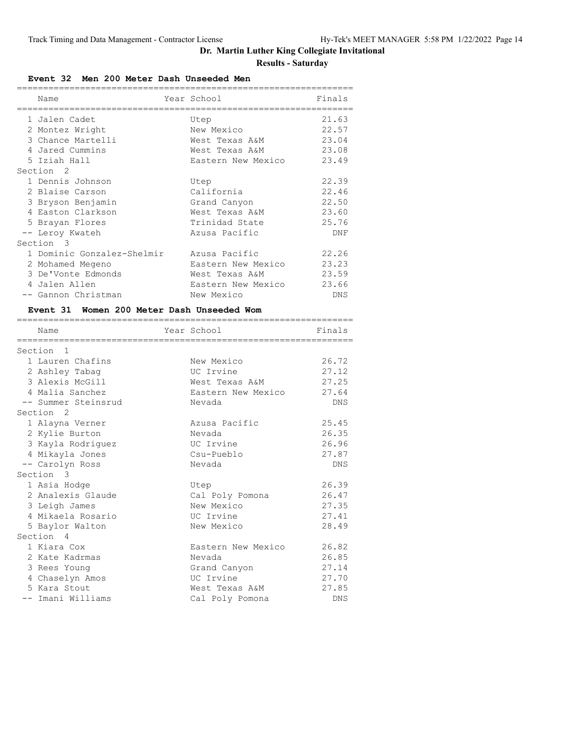# Dr. Martin Luther King Collegiate Invitational

## Results - Saturday

### Event 32 Men 200 Meter Dash Unseeded Men

| Name | Year | School | Finals |
|---|---|---|---|
| 1 Jalen Cadet | | Utep | 21.63 |
| 2 Montez Wright | | New Mexico | 22.57 |
| 3 Chance Martelli | | West Texas A&M | 23.04 |
| 4 Jared Cummins | | West Texas A&M | 23.08 |
| 5 Iziah Hall | | Eastern New Mexico | 23.49 |
| **Section 2** | | | |
| 1 Dennis Johnson | | Utep | 22.39 |
| 2 Blaise Carson | | California | 22.46 |
| 3 Bryson Benjamin | | Grand Canyon | 22.50 |
| 4 Easton Clarkson | | West Texas A&M | 23.60 |
| 5 Brayan Flores | | Trinidad State | 25.76 |
| -- Leroy Kwateh | | Azusa Pacific | DNF |
| **Section 3** | | | |
| 1 Dominic Gonzalez-Shelmir | | Azusa Pacific | 22.26 |
| 2 Mohamed Megeno | | Eastern New Mexico | 23.23 |
| 3 De'Vonte Edmonds | | West Texas A&M | 23.59 |
| 4 Jalen Allen | | Eastern New Mexico | 23.66 |
| -- Gannon Christman | | New Mexico | DNS |

### Event 31 Women 200 Meter Dash Unseeded Wom

| Name | Year | School | Finals |
|---|---|---|---|
| **Section 1** | | | |
| 1 Lauren Chafins | | New Mexico | 26.72 |
| 2 Ashley Tabag | | UC Irvine | 27.12 |
| 3 Alexis McGill | | West Texas A&M | 27.25 |
| 4 Malia Sanchez | | Eastern New Mexico | 27.64 |
| -- Summer Steinsrud | | Nevada | DNS |
| **Section 2** | | | |
| 1 Alayna Verner | | Azusa Pacific | 25.45 |
| 2 Kylie Burton | | Nevada | 26.35 |
| 3 Kayla Rodriguez | | UC Irvine | 26.96 |
| 4 Mikayla Jones | | Csu-Pueblo | 27.87 |
| -- Carolyn Ross | | Nevada | DNS |
| **Section 3** | | | |
| 1 Asia Hodge | | Utep | 26.39 |
| 2 Analexis Glaude | | Cal Poly Pomona | 26.47 |
| 3 Leigh James | | New Mexico | 27.35 |
| 4 Mikaela Rosario | | UC Irvine | 27.41 |
| 5 Baylor Walton | | New Mexico | 28.49 |
| **Section 4** | | | |
| 1 Kiara Cox | | Eastern New Mexico | 26.82 |
| 2 Kate Kadrmas | | Nevada | 26.85 |
| 3 Rees Young | | Grand Canyon | 27.14 |
| 4 Chaselyn Amos | | UC Irvine | 27.70 |
| 5 Kara Stout | | West Texas A&M | 27.85 |
| -- Imani Williams | | Cal Poly Pomona | DNS |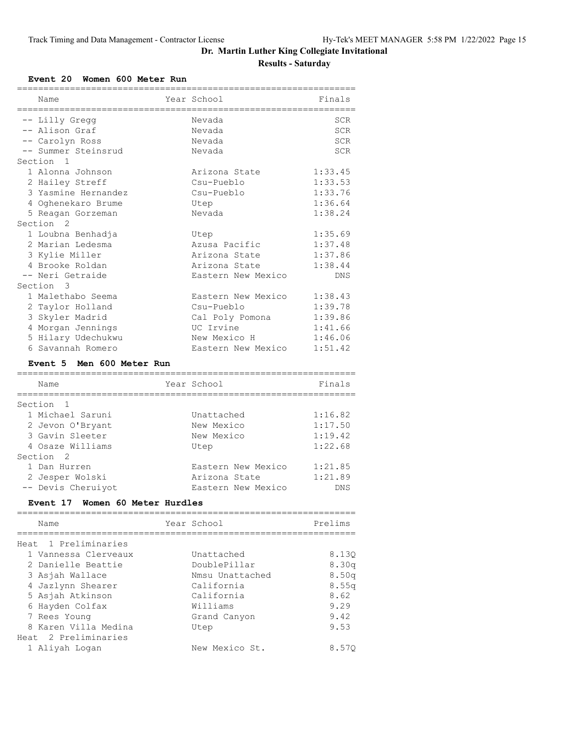## Dr. Martin Luther King Collegiate Invitational

### Results - Saturday

#### Event 20 Women 600 Meter Run

| Name | Year | School | Finals |
|---|---|---|---|
| -- Lilly Gregg | | Nevada | SCR |
| -- Alison Graf | | Nevada | SCR |
| -- Carolyn Ross | | Nevada | SCR |
| -- Summer Steinsrud | | Nevada | SCR |
| **Section 1** | | | |
| 1 Alonna Johnson | | Arizona State | 1:33.45 |
| 2 Hailey Streff | | Csu-Pueblo | 1:33.53 |
| 3 Yasmine Hernandez | | Csu-Pueblo | 1:33.76 |
| 4 Oghenekaro Brume | | Utep | 1:36.64 |
| 5 Reagan Gorzeman | | Nevada | 1:38.24 |
| **Section 2** | | | |
| 1 Loubna Benhadja | | Utep | 1:35.69 |
| 2 Marian Ledesma | | Azusa Pacific | 1:37.48 |
| 3 Kylie Miller | | Arizona State | 1:37.86 |
| 4 Brooke Roldan | | Arizona State | 1:38.44 |
| -- Neri Getraide | | Eastern New Mexico | DNS |
| **Section 3** | | | |
| 1 Malethabo Seema | | Eastern New Mexico | 1:38.43 |
| 2 Taylor Holland | | Csu-Pueblo | 1:39.78 |
| 3 Skyler Madrid | | Cal Poly Pomona | 1:39.86 |
| 4 Morgan Jennings | | UC Irvine | 1:41.66 |
| 5 Hilary Udechukwu | | New Mexico H | 1:46.06 |
| 6 Savannah Romero | | Eastern New Mexico | 1:51.42 |

#### Event 5 Men 600 Meter Run

| Name | Year | School | Finals |
|---|---|---|---|
| **Section 1** | | | |
| 1 Michael Saruni | | Unattached | 1:16.82 |
| 2 Jevon O'Bryant | | New Mexico | 1:17.50 |
| 3 Gavin Sleeter | | New Mexico | 1:19.42 |
| 4 Osaze Williams | | Utep | 1:22.68 |
| **Section 2** | | | |
| 1 Dan Hurren | | Eastern New Mexico | 1:21.85 |
| 2 Jesper Wolski | | Arizona State | 1:21.89 |
| -- Devis Cheruiyot | | Eastern New Mexico | DNS |

#### Event 17 Women 60 Meter Hurdles

| Name | Year | School | Prelims |
|---|---|---|---|
| **Heat 1 Preliminaries** | | | |
| 1 Vannessa Clerveaux | | Unattached | 8.13Q |
| 2 Danielle Beattie | | DoublePillar | 8.30q |
| 3 Asjah Wallace | | Nmsu Unattached | 8.50q |
| 4 Jazlynn Shearer | | California | 8.55q |
| 5 Asjah Atkinson | | California | 8.62 |
| 6 Hayden Colfax | | Williams | 9.29 |
| 7 Rees Young | | Grand Canyon | 9.42 |
| 8 Karen Villa Medina | | Utep | 9.53 |
| **Heat 2 Preliminaries** | | | |
| 1 Aliyah Logan | | New Mexico St. | 8.57Q |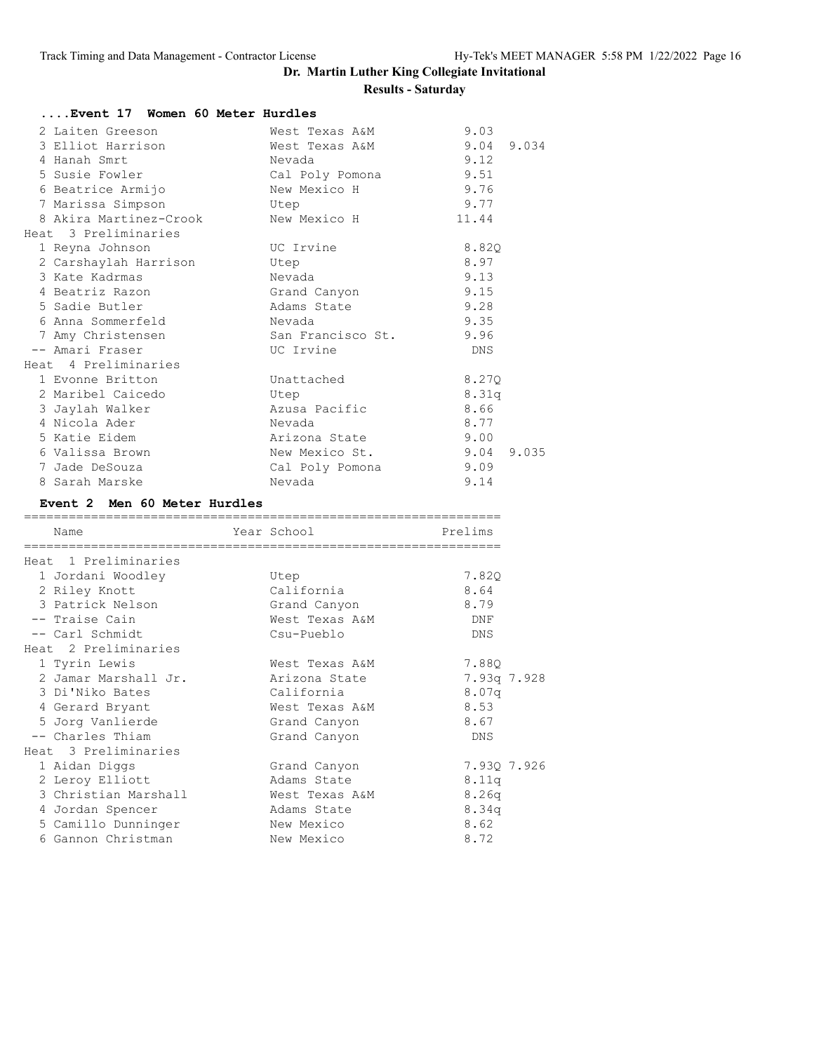## Dr. Martin Luther King Collegiate Invitational

### Results - Saturday

### ....Event 17 Women 60 Meter Hurdles

| Name | School | Prelims | |
|---|---|---|---|
| 2 Laiten Greeson | West Texas A&M | 9.03 | |
| 3 Elliot Harrison | West Texas A&M | 9.04 | 9.034 |
| 4 Hanah Smrt | Nevada | 9.12 | |
| 5 Susie Fowler | Cal Poly Pomona | 9.51 | |
| 6 Beatrice Armijo | New Mexico H | 9.76 | |
| 7 Marissa Simpson | Utep | 9.77 | |
| 8 Akira Martinez-Crook | New Mexico H | 11.44 | |
| **Heat 3 Preliminaries** | | | |
| 1 Reyna Johnson | UC Irvine | 8.82Q | |
| 2 Carshaylah Harrison | Utep | 8.97 | |
| 3 Kate Kadrmas | Nevada | 9.13 | |
| 4 Beatriz Razon | Grand Canyon | 9.15 | |
| 5 Sadie Butler | Adams State | 9.28 | |
| 6 Anna Sommerfeld | Nevada | 9.35 | |
| 7 Amy Christensen | San Francisco St. | 9.96 | |
| -- Amari Fraser | UC Irvine | DNS | |
| **Heat 4 Preliminaries** | | | |
| 1 Evonne Britton | Unattached | 8.27Q | |
| 2 Maribel Caicedo | Utep | 8.31q | |
| 3 Jaylah Walker | Azusa Pacific | 8.66 | |
| 4 Nicola Ader | Nevada | 8.77 | |
| 5 Katie Eidem | Arizona State | 9.00 | |
| 6 Valissa Brown | New Mexico St. | 9.04 | 9.035 |
| 7 Jade DeSouza | Cal Poly Pomona | 9.09 | |
| 8 Sarah Marske | Nevada | 9.14 | |

### Event 2 Men 60 Meter Hurdles

| Name | Year School | Prelims | |
|---|---|---|---|
| **Heat 1 Preliminaries** | | | |
| 1 Jordani Woodley | Utep | 7.82Q | |
| 2 Riley Knott | California | 8.64 | |
| 3 Patrick Nelson | Grand Canyon | 8.79 | |
| -- Traise Cain | West Texas A&M | DNF | |
| -- Carl Schmidt | Csu-Pueblo | DNS | |
| **Heat 2 Preliminaries** | | | |
| 1 Tyrin Lewis | West Texas A&M | 7.88Q | |
| 2 Jamar Marshall Jr. | Arizona State | 7.93q | 7.928 |
| 3 Di'Niko Bates | California | 8.07q | |
| 4 Gerard Bryant | West Texas A&M | 8.53 | |
| 5 Jorg Vanlierde | Grand Canyon | 8.67 | |
| -- Charles Thiam | Grand Canyon | DNS | |
| **Heat 3 Preliminaries** | | | |
| 1 Aidan Diggs | Grand Canyon | 7.93Q | 7.926 |
| 2 Leroy Elliott | Adams State | 8.11q | |
| 3 Christian Marshall | West Texas A&M | 8.26q | |
| 4 Jordan Spencer | Adams State | 8.34q | |
| 5 Camillo Dunninger | New Mexico | 8.62 | |
| 6 Gannon Christman | New Mexico | 8.72 | |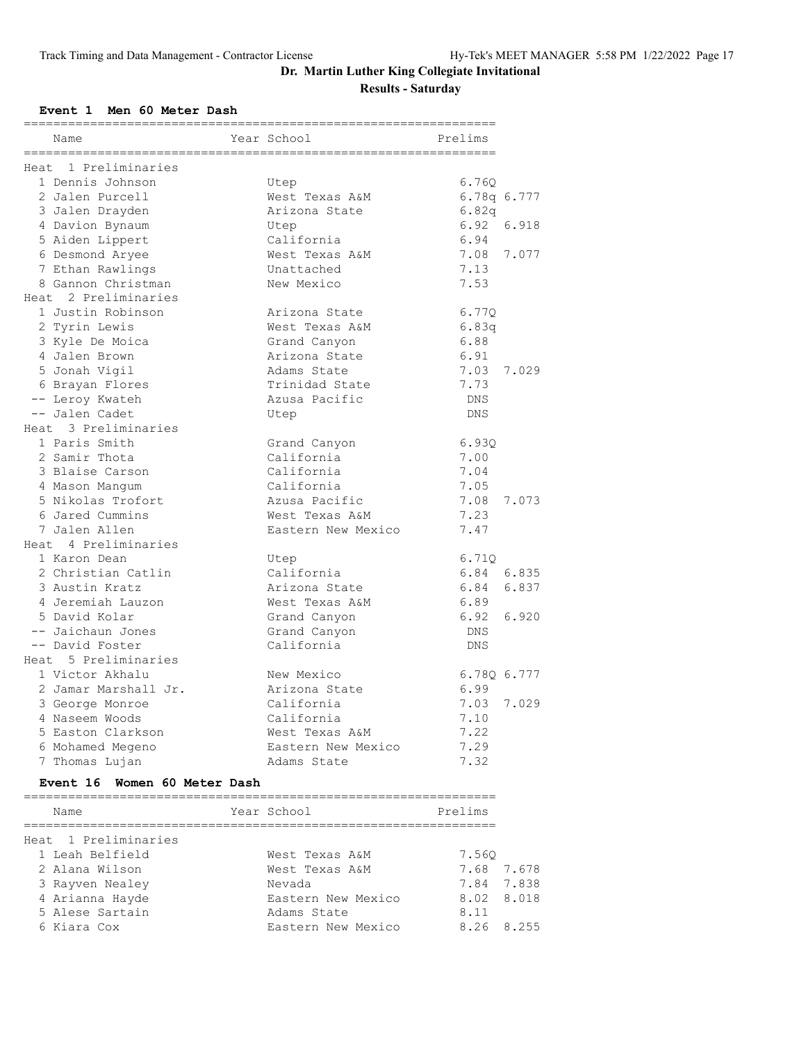# Dr. Martin Luther King Collegiate Invitational

## Results - Saturday

### Event 1 Men 60 Meter Dash

| Name | Year | School | Prelims | |
|---|---|---|---|---|
| **Heat 1 Preliminaries** | | | | |
| 1 Dennis Johnson | | Utep | 6.76Q | |
| 2 Jalen Purcell | | West Texas A&M | 6.78q | 6.777 |
| 3 Jalen Drayden | | Arizona State | 6.82q | |
| 4 Davion Bynaum | | Utep | 6.92 | 6.918 |
| 5 Aiden Lippert | | California | 6.94 | |
| 6 Desmond Aryee | | West Texas A&M | 7.08 | 7.077 |
| 7 Ethan Rawlings | | Unattached | 7.13 | |
| 8 Gannon Christman | | New Mexico | 7.53 | |
| **Heat 2 Preliminaries** | | | | |
| 1 Justin Robinson | | Arizona State | 6.77Q | |
| 2 Tyrin Lewis | | West Texas A&M | 6.83q | |
| 3 Kyle De Moica | | Grand Canyon | 6.88 | |
| 4 Jalen Brown | | Arizona State | 6.91 | |
| 5 Jonah Vigil | | Adams State | 7.03 | 7.029 |
| 6 Brayan Flores | | Trinidad State | 7.73 | |
| -- Leroy Kwateh | | Azusa Pacific | DNS | |
| -- Jalen Cadet | | Utep | DNS | |
| **Heat 3 Preliminaries** | | | | |
| 1 Paris Smith | | Grand Canyon | 6.93Q | |
| 2 Samir Thota | | California | 7.00 | |
| 3 Blaise Carson | | California | 7.04 | |
| 4 Mason Mangum | | California | 7.05 | |
| 5 Nikolas Trofort | | Azusa Pacific | 7.08 | 7.073 |
| 6 Jared Cummins | | West Texas A&M | 7.23 | |
| 7 Jalen Allen | | Eastern New Mexico | 7.47 | |
| **Heat 4 Preliminaries** | | | | |
| 1 Karon Dean | | Utep | 6.71Q | |
| 2 Christian Catlin | | California | 6.84 | 6.835 |
| 3 Austin Kratz | | Arizona State | 6.84 | 6.837 |
| 4 Jeremiah Lauzon | | West Texas A&M | 6.89 | |
| 5 David Kolar | | Grand Canyon | 6.92 | 6.920 |
| -- Jaichaun Jones | | Grand Canyon | DNS | |
| -- David Foster | | California | DNS | |
| **Heat 5 Preliminaries** | | | | |
| 1 Victor Akhalu | | New Mexico | 6.78Q | 6.777 |
| 2 Jamar Marshall Jr. | | Arizona State | 6.99 | |
| 3 George Monroe | | California | 7.03 | 7.029 |
| 4 Naseem Woods | | California | 7.10 | |
| 5 Easton Clarkson | | West Texas A&M | 7.22 | |
| 6 Mohamed Megeno | | Eastern New Mexico | 7.29 | |
| 7 Thomas Lujan | | Adams State | 7.32 | |

### Event 16 Women 60 Meter Dash

| Name | Year | School | Prelims | |
|---|---|---|---|---|
| **Heat 1 Preliminaries** | | | | |
| 1 Leah Belfield | | West Texas A&M | 7.56Q | |
| 2 Alana Wilson | | West Texas A&M | 7.68 | 7.678 |
| 3 Rayven Nealey | | Nevada | 7.84 | 7.838 |
| 4 Arianna Hayde | | Eastern New Mexico | 8.02 | 8.018 |
| 5 Alese Sartain | | Adams State | 8.11 | |
| 6 Kiara Cox | | Eastern New Mexico | 8.26 | 8.255 |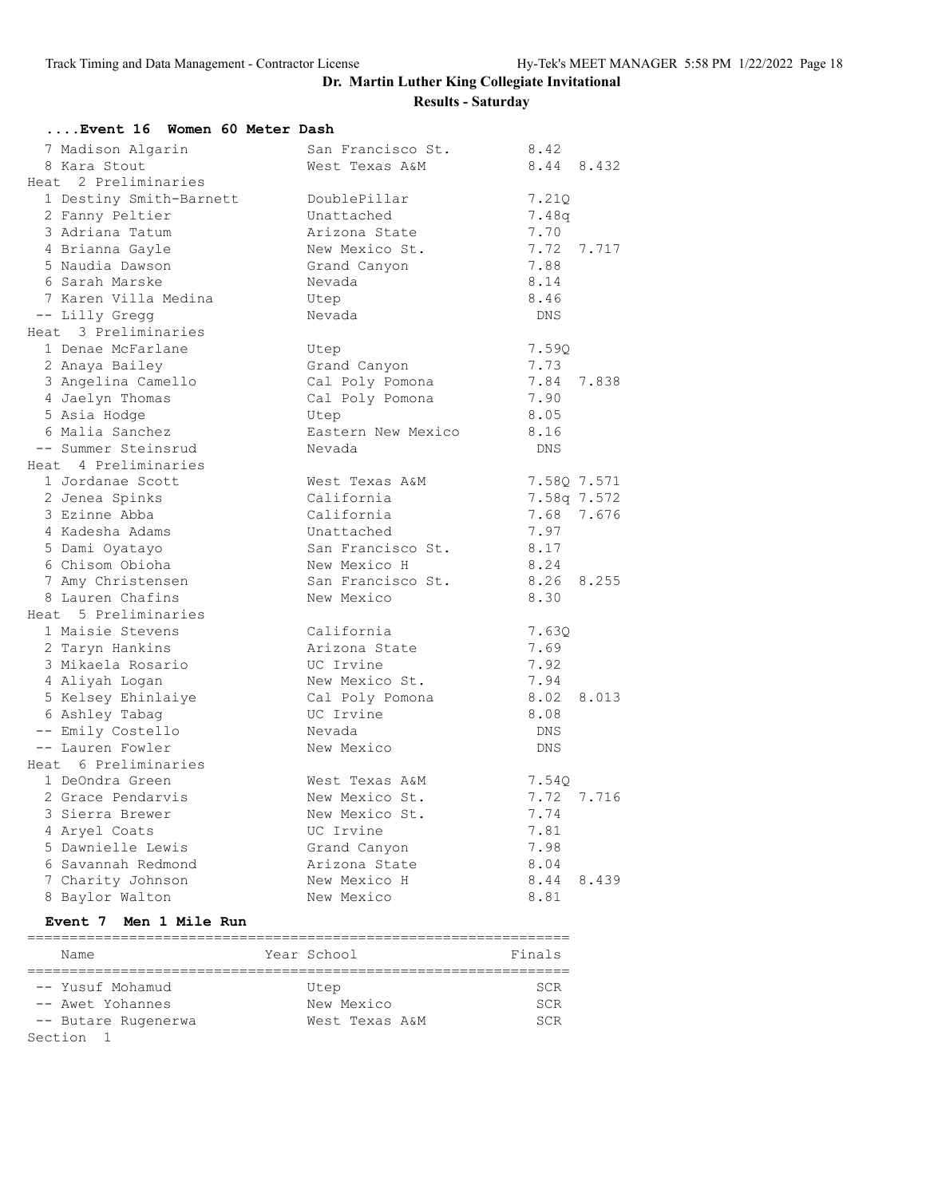# Dr. Martin Luther King Collegiate Invitational

## Results - Saturday

### ....Event 16 Women 60 Meter Dash

| Place | Name | School | Time | Tiebreak |
|---|---|---|---|---|
| 7 | Madison Algarin | San Francisco St. | 8.42 | |
| 8 | Kara Stout | West Texas A&M | 8.44 | 8.432 |

**Heat 2 Preliminaries**

| Place | Name | School | Time | Tiebreak |
|---|---|---|---|---|
| 1 | Destiny Smith-Barnett | DoublePillar | 7.21Q | |
| 2 | Fanny Peltier | Unattached | 7.48q | |
| 3 | Adriana Tatum | Arizona State | 7.70 | |
| 4 | Brianna Gayle | New Mexico St. | 7.72 | 7.717 |
| 5 | Naudia Dawson | Grand Canyon | 7.88 | |
| 6 | Sarah Marske | Nevada | 8.14 | |
| 7 | Karen Villa Medina | Utep | 8.46 | |
| -- | Lilly Gregg | Nevada | DNS | |

**Heat 3 Preliminaries**

| Place | Name | School | Time | Tiebreak |
|---|---|---|---|---|
| 1 | Denae McFarlane | Utep | 7.59Q | |
| 2 | Anaya Bailey | Grand Canyon | 7.73 | |
| 3 | Angelina Camello | Cal Poly Pomona | 7.84 | 7.838 |
| 4 | Jaelyn Thomas | Cal Poly Pomona | 7.90 | |
| 5 | Asia Hodge | Utep | 8.05 | |
| 6 | Malia Sanchez | Eastern New Mexico | 8.16 | |
| -- | Summer Steinsrud | Nevada | DNS | |

**Heat 4 Preliminaries**

| Place | Name | School | Time | Tiebreak |
|---|---|---|---|---|
| 1 | Jordanae Scott | West Texas A&M | 7.58Q | 7.571 |
| 2 | Jenea Spinks | California | 7.58q | 7.572 |
| 3 | Ezinne Abba | California | 7.68 | 7.676 |
| 4 | Kadesha Adams | Unattached | 7.97 | |
| 5 | Dami Oyatayo | San Francisco St. | 8.17 | |
| 6 | Chisom Obioha | New Mexico H | 8.24 | |
| 7 | Amy Christensen | San Francisco St. | 8.26 | 8.255 |
| 8 | Lauren Chafins | New Mexico | 8.30 | |

**Heat 5 Preliminaries**

| Place | Name | School | Time | Tiebreak |
|---|---|---|---|---|
| 1 | Maisie Stevens | California | 7.63Q | |
| 2 | Taryn Hankins | Arizona State | 7.69 | |
| 3 | Mikaela Rosario | UC Irvine | 7.92 | |
| 4 | Aliyah Logan | New Mexico St. | 7.94 | |
| 5 | Kelsey Ehinlaiye | Cal Poly Pomona | 8.02 | 8.013 |
| 6 | Ashley Tabag | UC Irvine | 8.08 | |
| -- | Emily Costello | Nevada | DNS | |
| -- | Lauren Fowler | New Mexico | DNS | |

**Heat 6 Preliminaries**

| Place | Name | School | Time | Tiebreak |
|---|---|---|---|---|
| 1 | DeOndra Green | West Texas A&M | 7.54Q | |
| 2 | Grace Pendarvis | New Mexico St. | 7.72 | 7.716 |
| 3 | Sierra Brewer | New Mexico St. | 7.74 | |
| 4 | Aryel Coats | UC Irvine | 7.81 | |
| 5 | Dawnielle Lewis | Grand Canyon | 7.98 | |
| 6 | Savannah Redmond | Arizona State | 8.04 | |
| 7 | Charity Johnson | New Mexico H | 8.44 | 8.439 |
| 8 | Baylor Walton | New Mexico | 8.81 | |

### Event 7 Men 1 Mile Run

| Place | Name | Year | School | Finals |
|---|---|---|---|---|
| -- | Yusuf Mohamud | | Utep | SCR |
| -- | Awet Yohannes | | New Mexico | SCR |
| -- | Butare Rugenerwa | | West Texas A&M | SCR |

Section 1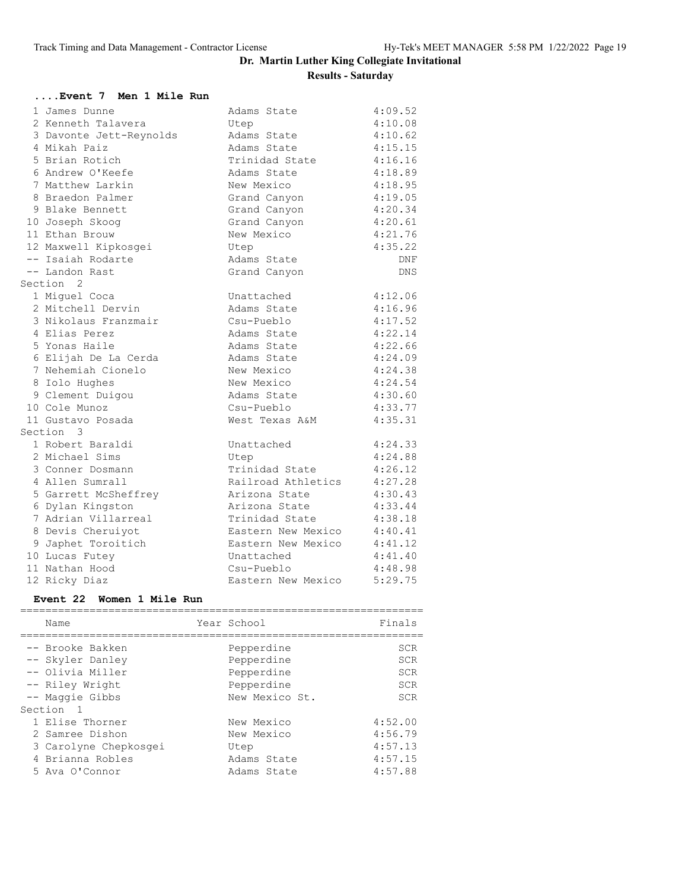# Dr. Martin Luther King Collegiate Invitational

## Results - Saturday

### ....Event 7 Men 1 Mile Run

| Place | Name | School | Finals |
|---|---|---|---|
| 1 | James Dunne | Adams State | 4:09.52 |
| 2 | Kenneth Talavera | Utep | 4:10.08 |
| 3 | Davonte Jett-Reynolds | Adams State | 4:10.62 |
| 4 | Mikah Paiz | Adams State | 4:15.15 |
| 5 | Brian Rotich | Trinidad State | 4:16.16 |
| 6 | Andrew O'Keefe | Adams State | 4:18.89 |
| 7 | Matthew Larkin | New Mexico | 4:18.95 |
| 8 | Braedon Palmer | Grand Canyon | 4:19.05 |
| 9 | Blake Bennett | Grand Canyon | 4:20.34 |
| 10 | Joseph Skoog | Grand Canyon | 4:20.61 |
| 11 | Ethan Brouw | New Mexico | 4:21.76 |
| 12 | Maxwell Kipkosgei | Utep | 4:35.22 |
| -- | Isaiah Rodarte | Adams State | DNF |
| -- | Landon Rast | Grand Canyon | DNS |
| **Section 2** | | | |
| 1 | Miguel Coca | Unattached | 4:12.06 |
| 2 | Mitchell Dervin | Adams State | 4:16.96 |
| 3 | Nikolaus Franzmair | Csu-Pueblo | 4:17.52 |
| 4 | Elias Perez | Adams State | 4:22.14 |
| 5 | Yonas Haile | Adams State | 4:22.66 |
| 6 | Elijah De La Cerda | Adams State | 4:24.09 |
| 7 | Nehemiah Cionelo | New Mexico | 4:24.38 |
| 8 | Iolo Hughes | New Mexico | 4:24.54 |
| 9 | Clement Duigou | Adams State | 4:30.60 |
| 10 | Cole Munoz | Csu-Pueblo | 4:33.77 |
| 11 | Gustavo Posada | West Texas A&M | 4:35.31 |
| **Section 3** | | | |
| 1 | Robert Baraldi | Unattached | 4:24.33 |
| 2 | Michael Sims | Utep | 4:24.88 |
| 3 | Conner Dosmann | Trinidad State | 4:26.12 |
| 4 | Allen Sumrall | Railroad Athletics | 4:27.28 |
| 5 | Garrett McSheffrey | Arizona State | 4:30.43 |
| 6 | Dylan Kingston | Arizona State | 4:33.44 |
| 7 | Adrian Villarreal | Trinidad State | 4:38.18 |
| 8 | Devis Cheruiyot | Eastern New Mexico | 4:40.41 |
| 9 | Japhet Toroitich | Eastern New Mexico | 4:41.12 |
| 10 | Lucas Futey | Unattached | 4:41.40 |
| 11 | Nathan Hood | Csu-Pueblo | 4:48.98 |
| 12 | Ricky Diaz | Eastern New Mexico | 5:29.75 |

### Event 22 Women 1 Mile Run

| Place | Name | Year | School | Finals |
|---|---|---|---|---|
| -- | Brooke Bakken | | Pepperdine | SCR |
| -- | Skyler Danley | | Pepperdine | SCR |
| -- | Olivia Miller | | Pepperdine | SCR |
| -- | Riley Wright | | Pepperdine | SCR |
| -- | Maggie Gibbs | | New Mexico St. | SCR |
| **Section 1** | | | | |
| 1 | Elise Thorner | | New Mexico | 4:52.00 |
| 2 | Samree Dishon | | New Mexico | 4:56.79 |
| 3 | Carolyne Chepkosgei | | Utep | 4:57.13 |
| 4 | Brianna Robles | | Adams State | 4:57.15 |
| 5 | Ava O'Connor | | Adams State | 4:57.88 |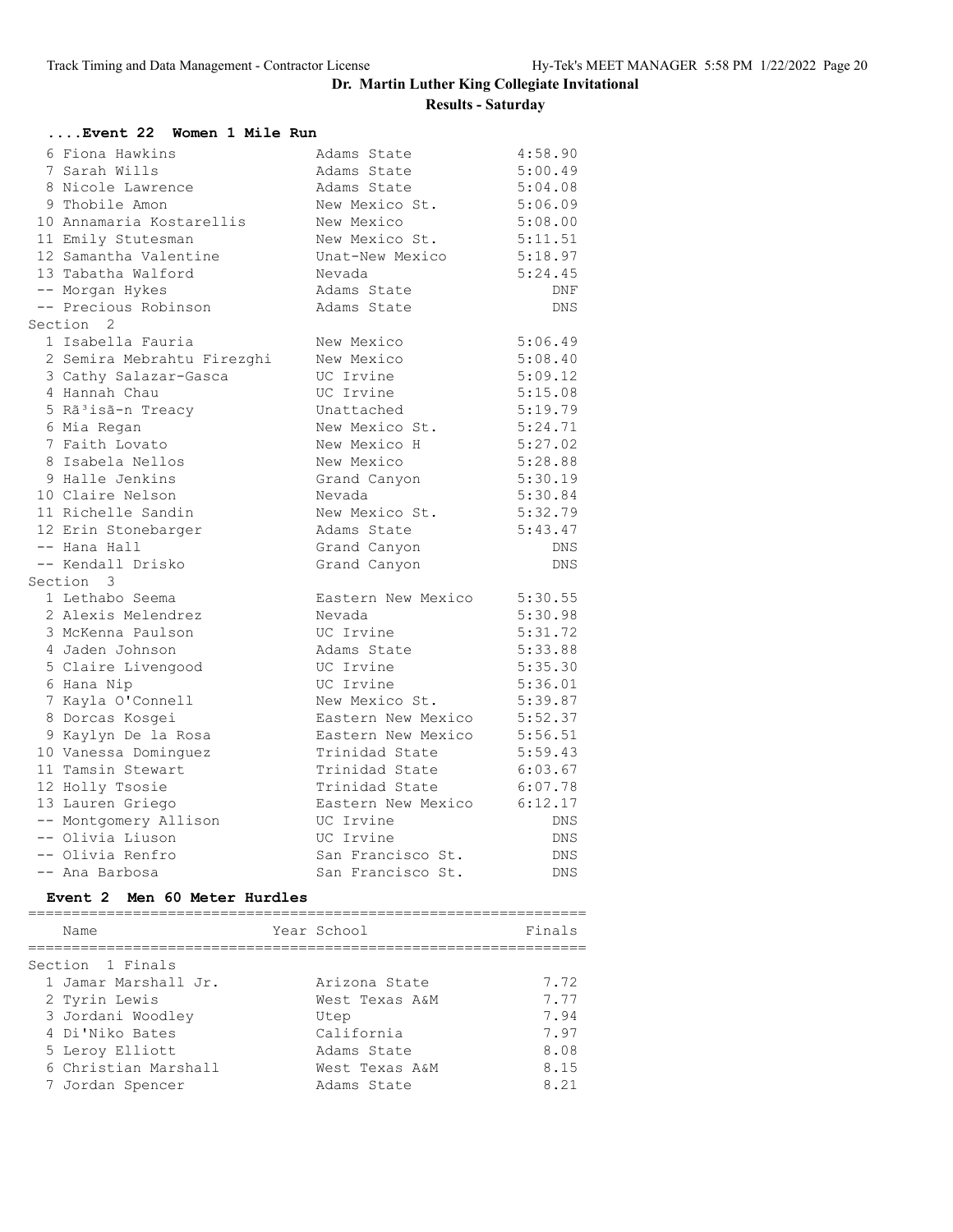# Dr. Martin Luther King Collegiate Invitational

## Results - Saturday

### ....Event 22 Women 1 Mile Run

| Place | Name | School | Finals |
|---|---|---|---|
| 6 | Fiona Hawkins | Adams State | 4:58.90 |
| 7 | Sarah Wills | Adams State | 5:00.49 |
| 8 | Nicole Lawrence | Adams State | 5:04.08 |
| 9 | Thobile Amon | New Mexico St. | 5:06.09 |
| 10 | Annamaria Kostarellis | New Mexico | 5:08.00 |
| 11 | Emily Stutesman | New Mexico St. | 5:11.51 |
| 12 | Samantha Valentine | Unat-New Mexico | 5:18.97 |
| 13 | Tabatha Walford | Nevada | 5:24.45 |
| -- | Morgan Hykes | Adams State | DNF |
| -- | Precious Robinson | Adams State | DNS |

Section 2

| Place | Name | School | Finals |
|---|---|---|---|
| 1 | Isabella Fauria | New Mexico | 5:06.49 |
| 2 | Semira Mebrahtu Firezghi | New Mexico | 5:08.40 |
| 3 | Cathy Salazar-Gasca | UC Irvine | 5:09.12 |
| 4 | Hannah Chau | UC Irvine | 5:15.08 |
| 5 | Rã³isã-n Treacy | Unattached | 5:19.79 |
| 6 | Mia Regan | New Mexico St. | 5:24.71 |
| 7 | Faith Lovato | New Mexico H | 5:27.02 |
| 8 | Isabela Nellos | New Mexico | 5:28.88 |
| 9 | Halle Jenkins | Grand Canyon | 5:30.19 |
| 10 | Claire Nelson | Nevada | 5:30.84 |
| 11 | Richelle Sandin | New Mexico St. | 5:32.79 |
| 12 | Erin Stonebarger | Adams State | 5:43.47 |
| -- | Hana Hall | Grand Canyon | DNS |
| -- | Kendall Drisko | Grand Canyon | DNS |

Section 3

| Place | Name | School | Finals |
|---|---|---|---|
| 1 | Lethabo Seema | Eastern New Mexico | 5:30.55 |
| 2 | Alexis Melendrez | Nevada | 5:30.98 |
| 3 | McKenna Paulson | UC Irvine | 5:31.72 |
| 4 | Jaden Johnson | Adams State | 5:33.88 |
| 5 | Claire Livengood | UC Irvine | 5:35.30 |
| 6 | Hana Nip | UC Irvine | 5:36.01 |
| 7 | Kayla O'Connell | New Mexico St. | 5:39.87 |
| 8 | Dorcas Kosgei | Eastern New Mexico | 5:52.37 |
| 9 | Kaylyn De la Rosa | Eastern New Mexico | 5:56.51 |
| 10 | Vanessa Dominguez | Trinidad State | 5:59.43 |
| 11 | Tamsin Stewart | Trinidad State | 6:03.67 |
| 12 | Holly Tsosie | Trinidad State | 6:07.78 |
| 13 | Lauren Griego | Eastern New Mexico | 6:12.17 |
| -- | Montgomery Allison | UC Irvine | DNS |
| -- | Olivia Liuson | UC Irvine | DNS |
| -- | Olivia Renfro | San Francisco St. | DNS |
| -- | Ana Barbosa | San Francisco St. | DNS |

### Event 2 Men 60 Meter Hurdles

Section 1 Finals

| Place | Name | Year School | Finals |
|---|---|---|---|
| 1 | Jamar Marshall Jr. | Arizona State | 7.72 |
| 2 | Tyrin Lewis | West Texas A&M | 7.77 |
| 3 | Jordani Woodley | Utep | 7.94 |
| 4 | Di'Niko Bates | California | 7.97 |
| 5 | Leroy Elliott | Adams State | 8.08 |
| 6 | Christian Marshall | West Texas A&M | 8.15 |
| 7 | Jordan Spencer | Adams State | 8.21 |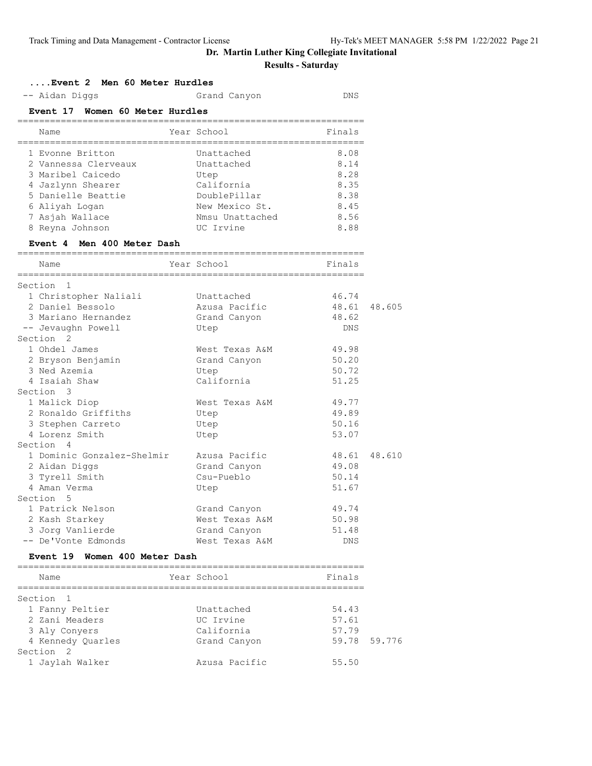# Dr. Martin Luther King Collegiate Invitational

## Results - Saturday

### ....Event 2 Men 60 Meter Hurdles

| Place | Name | Year | School | Finals | |
|---|---|---|---|---|---|
| -- | Aidan Diggs | | Grand Canyon | DNS | |

### Event 17 Women 60 Meter Hurdles

| Place | Name | Year | School | Finals |
|---|---|---|---|---|
| 1 | Evonne Britton | | Unattached | 8.08 |
| 2 | Vannessa Clerveaux | | Unattached | 8.14 |
| 3 | Maribel Caicedo | | Utep | 8.28 |
| 4 | Jazlynn Shearer | | California | 8.35 |
| 5 | Danielle Beattie | | DoublePillar | 8.38 |
| 6 | Aliyah Logan | | New Mexico St. | 8.45 |
| 7 | Asjah Wallace | | Nmsu Unattached | 8.56 |
| 8 | Reyna Johnson | | UC Irvine | 8.88 |

### Event 4 Men 400 Meter Dash

| Place | Name | Year | School | Finals | |
|---|---|---|---|---|---|
| **Section 1** | | | | | |
| 1 | Christopher Naliali | | Unattached | 46.74 | |
| 2 | Daniel Bessolo | | Azusa Pacific | 48.61 | 48.605 |
| 3 | Mariano Hernandez | | Grand Canyon | 48.62 | |
| -- | Jevaughn Powell | | Utep | DNS | |
| **Section 2** | | | | | |
| 1 | Ohdel James | | West Texas A&M | 49.98 | |
| 2 | Bryson Benjamin | | Grand Canyon | 50.20 | |
| 3 | Ned Azemia | | Utep | 50.72 | |
| 4 | Isaiah Shaw | | California | 51.25 | |
| **Section 3** | | | | | |
| 1 | Malick Diop | | West Texas A&M | 49.77 | |
| 2 | Ronaldo Griffiths | | Utep | 49.89 | |
| 3 | Stephen Carreto | | Utep | 50.16 | |
| 4 | Lorenz Smith | | Utep | 53.07 | |
| **Section 4** | | | | | |
| 1 | Dominic Gonzalez-Shelmir | | Azusa Pacific | 48.61 | 48.610 |
| 2 | Aidan Diggs | | Grand Canyon | 49.08 | |
| 3 | Tyrell Smith | | Csu-Pueblo | 50.14 | |
| 4 | Aman Verma | | Utep | 51.67 | |
| **Section 5** | | | | | |
| 1 | Patrick Nelson | | Grand Canyon | 49.74 | |
| 2 | Kash Starkey | | West Texas A&M | 50.98 | |
| 3 | Jorg Vanlierde | | Grand Canyon | 51.48 | |
| -- | De'Vonte Edmonds | | West Texas A&M | DNS | |

### Event 19 Women 400 Meter Dash

| Place | Name | Year | School | Finals | |
|---|---|---|---|---|---|
| **Section 1** | | | | | |
| 1 | Fanny Peltier | | Unattached | 54.43 | |
| 2 | Zani Meaders | | UC Irvine | 57.61 | |
| 3 | Aly Conyers | | California | 57.79 | |
| 4 | Kennedy Quarles | | Grand Canyon | 59.78 | 59.776 |
| **Section 2** | | | | | |
| 1 | Jaylah Walker | | Azusa Pacific | 55.50 | |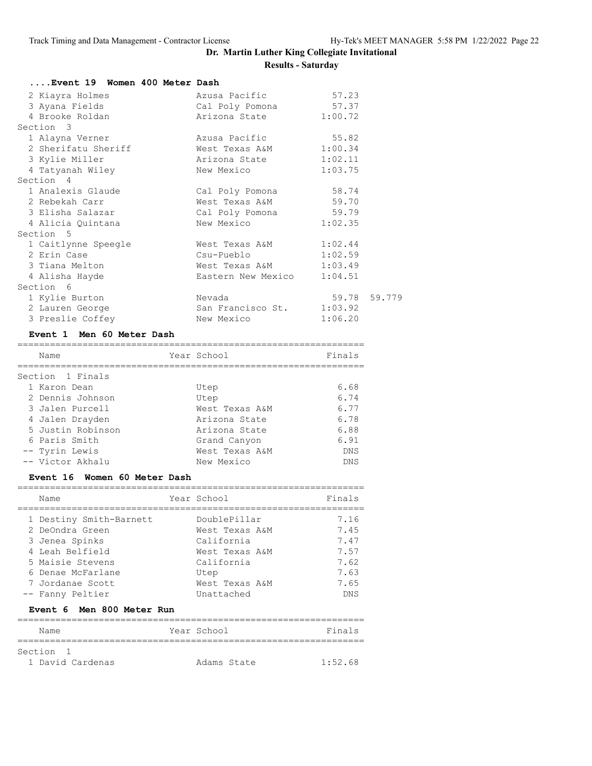## Dr. Martin Luther King Collegiate Invitational

### Results - Saturday

#### ....Event 19 Women 400 Meter Dash

| Place | Name | School | Finals | |
|---|---|---|---|---|
| 2 | Kiayra Holmes | Azusa Pacific | 57.23 | |
| 3 | Ayana Fields | Cal Poly Pomona | 57.37 | |
| 4 | Brooke Roldan | Arizona State | 1:00.72 | |
| **Section 3** | | | | |
| 1 | Alayna Verner | Azusa Pacific | 55.82 | |
| 2 | Sherifatu Sheriff | West Texas A&M | 1:00.34 | |
| 3 | Kylie Miller | Arizona State | 1:02.11 | |
| 4 | Tatyanah Wiley | New Mexico | 1:03.75 | |
| **Section 4** | | | | |
| 1 | Analexis Glaude | Cal Poly Pomona | 58.74 | |
| 2 | Rebekah Carr | West Texas A&M | 59.70 | |
| 3 | Elisha Salazar | Cal Poly Pomona | 59.79 | |
| 4 | Alicia Quintana | New Mexico | 1:02.35 | |
| **Section 5** | | | | |
| 1 | Caitlynne Speegle | West Texas A&M | 1:02.44 | |
| 2 | Erin Case | Csu-Pueblo | 1:02.59 | |
| 3 | Tiana Melton | West Texas A&M | 1:03.49 | |
| 4 | Alisha Hayde | Eastern New Mexico | 1:04.51 | |
| **Section 6** | | | | |
| 1 | Kylie Burton | Nevada | 59.78 | 59.779 |
| 2 | Lauren George | San Francisco St. | 1:03.92 | |
| 3 | Preslie Coffey | New Mexico | 1:06.20 | |

#### Event 1 Men 60 Meter Dash

| Place | Name | Year School | Finals |
|---|---|---|---|
| **Section 1 Finals** | | | |
| 1 | Karon Dean | Utep | 6.68 |
| 2 | Dennis Johnson | Utep | 6.74 |
| 3 | Jalen Purcell | West Texas A&M | 6.77 |
| 4 | Jalen Drayden | Arizona State | 6.78 |
| 5 | Justin Robinson | Arizona State | 6.88 |
| 6 | Paris Smith | Grand Canyon | 6.91 |
| -- | Tyrin Lewis | West Texas A&M | DNS |
| -- | Victor Akhalu | New Mexico | DNS |

#### Event 16 Women 60 Meter Dash

| Place | Name | Year School | Finals |
|---|---|---|---|
| 1 | Destiny Smith-Barnett | DoublePillar | 7.16 |
| 2 | DeOndra Green | West Texas A&M | 7.45 |
| 3 | Jenea Spinks | California | 7.47 |
| 4 | Leah Belfield | West Texas A&M | 7.57 |
| 5 | Maisie Stevens | California | 7.62 |
| 6 | Denae McFarlane | Utep | 7.63 |
| 7 | Jordanae Scott | West Texas A&M | 7.65 |
| -- | Fanny Peltier | Unattached | DNS |

#### Event 6 Men 800 Meter Run

| Place | Name | Year School | Finals |
|---|---|---|---|
| **Section 1** | | | |
| 1 | David Cardenas | Adams State | 1:52.68 |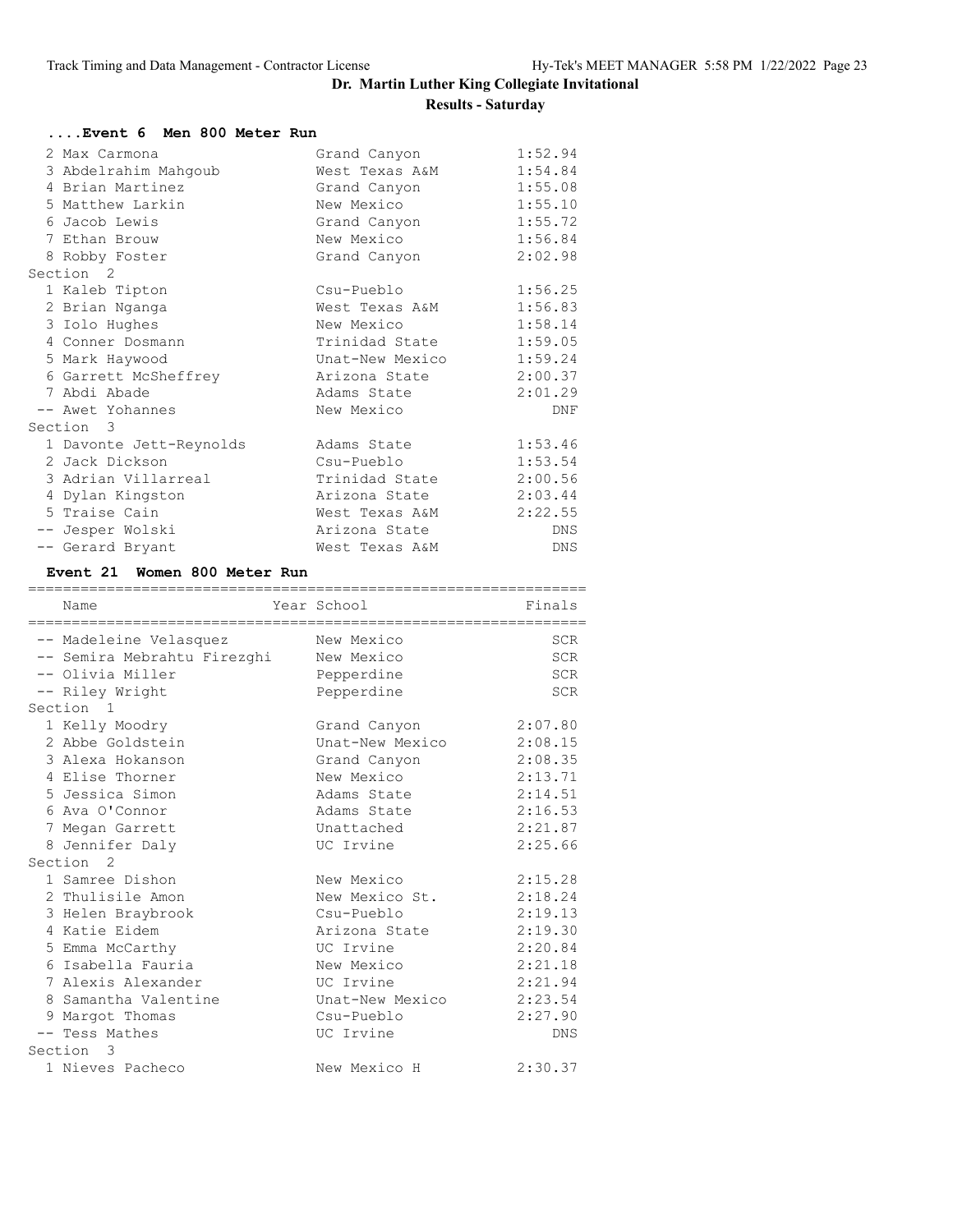# Dr. Martin Luther King Collegiate Invitational

## Results - Saturday

### ....Event 6 Men 800 Meter Run

| Place | Name | School | Finals |
|---|---|---|---|
| 2 | Max Carmona | Grand Canyon | 1:52.94 |
| 3 | Abdelrahim Mahgoub | West Texas A&M | 1:54.84 |
| 4 | Brian Martinez | Grand Canyon | 1:55.08 |
| 5 | Matthew Larkin | New Mexico | 1:55.10 |
| 6 | Jacob Lewis | Grand Canyon | 1:55.72 |
| 7 | Ethan Brouw | New Mexico | 1:56.84 |
| 8 | Robby Foster | Grand Canyon | 2:02.98 |
| **Section 2** | | | |
| 1 | Kaleb Tipton | Csu-Pueblo | 1:56.25 |
| 2 | Brian Nganga | West Texas A&M | 1:56.83 |
| 3 | Iolo Hughes | New Mexico | 1:58.14 |
| 4 | Conner Dosmann | Trinidad State | 1:59.05 |
| 5 | Mark Haywood | Unat-New Mexico | 1:59.24 |
| 6 | Garrett McSheffrey | Arizona State | 2:00.37 |
| 7 | Abdi Abade | Adams State | 2:01.29 |
| -- | Awet Yohannes | New Mexico | DNF |
| **Section 3** | | | |
| 1 | Davonte Jett-Reynolds | Adams State | 1:53.46 |
| 2 | Jack Dickson | Csu-Pueblo | 1:53.54 |
| 3 | Adrian Villarreal | Trinidad State | 2:00.56 |
| 4 | Dylan Kingston | Arizona State | 2:03.44 |
| 5 | Traise Cain | West Texas A&M | 2:22.55 |
| -- | Jesper Wolski | Arizona State | DNS |
| -- | Gerard Bryant | West Texas A&M | DNS |

### Event 21 Women 800 Meter Run

| Place | Name | Year School | Finals |
|---|---|---|---|
| -- | Madeleine Velasquez | New Mexico | SCR |
| -- | Semira Mebrahtu Firezghi | New Mexico | SCR |
| -- | Olivia Miller | Pepperdine | SCR |
| -- | Riley Wright | Pepperdine | SCR |
| **Section 1** | | | |
| 1 | Kelly Moodry | Grand Canyon | 2:07.80 |
| 2 | Abbe Goldstein | Unat-New Mexico | 2:08.15 |
| 3 | Alexa Hokanson | Grand Canyon | 2:08.35 |
| 4 | Elise Thorner | New Mexico | 2:13.71 |
| 5 | Jessica Simon | Adams State | 2:14.51 |
| 6 | Ava O'Connor | Adams State | 2:16.53 |
| 7 | Megan Garrett | Unattached | 2:21.87 |
| 8 | Jennifer Daly | UC Irvine | 2:25.66 |
| **Section 2** | | | |
| 1 | Samree Dishon | New Mexico | 2:15.28 |
| 2 | Thulisile Amon | New Mexico St. | 2:18.24 |
| 3 | Helen Braybrook | Csu-Pueblo | 2:19.13 |
| 4 | Katie Eidem | Arizona State | 2:19.30 |
| 5 | Emma McCarthy | UC Irvine | 2:20.84 |
| 6 | Isabella Fauria | New Mexico | 2:21.18 |
| 7 | Alexis Alexander | UC Irvine | 2:21.94 |
| 8 | Samantha Valentine | Unat-New Mexico | 2:23.54 |
| 9 | Margot Thomas | Csu-Pueblo | 2:27.90 |
| -- | Tess Mathes | UC Irvine | DNS |
| **Section 3** | | | |
| 1 | Nieves Pacheco | New Mexico H | 2:30.37 |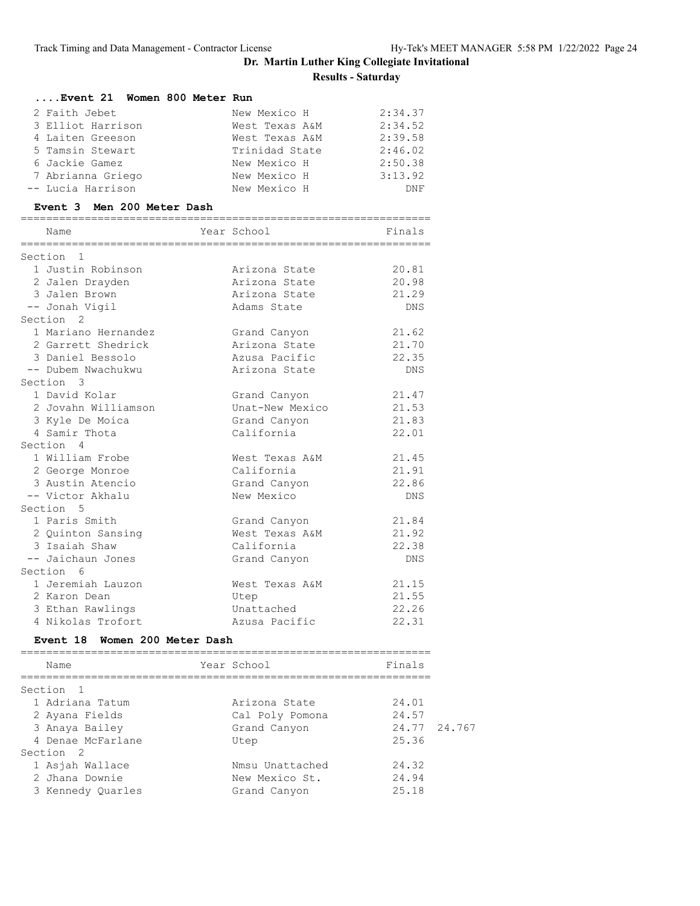# Dr. Martin Luther King Collegiate Invitational

## Results - Saturday

### ....Event 21 Women 800 Meter Run

| Place | Name | School | Finals |
|---|---|---|---|
| 2 | Faith Jebet | New Mexico H | 2:34.37 |
| 3 | Elliot Harrison | West Texas A&M | 2:34.52 |
| 4 | Laiten Greeson | West Texas A&M | 2:39.58 |
| 5 | Tamsin Stewart | Trinidad State | 2:46.02 |
| 6 | Jackie Gamez | New Mexico H | 2:50.38 |
| 7 | Abrianna Griego | New Mexico H | 3:13.92 |
| -- | Lucia Harrison | New Mexico H | DNF |

### Event 3 Men 200 Meter Dash

| Place | Name | Year | School | Finals |
|---|---|---|---|---|
| **Section 1** | | | | |
| 1 | Justin Robinson | | Arizona State | 20.81 |
| 2 | Jalen Drayden | | Arizona State | 20.98 |
| 3 | Jalen Brown | | Arizona State | 21.29 |
| -- | Jonah Vigil | | Adams State | DNS |
| **Section 2** | | | | |
| 1 | Mariano Hernandez | | Grand Canyon | 21.62 |
| 2 | Garrett Shedrick | | Arizona State | 21.70 |
| 3 | Daniel Bessolo | | Azusa Pacific | 22.35 |
| -- | Dubem Nwachukwu | | Arizona State | DNS |
| **Section 3** | | | | |
| 1 | David Kolar | | Grand Canyon | 21.47 |
| 2 | Jovahn Williamson | | Unat-New Mexico | 21.53 |
| 3 | Kyle De Moica | | Grand Canyon | 21.83 |
| 4 | Samir Thota | | California | 22.01 |
| **Section 4** | | | | |
| 1 | William Frobe | | West Texas A&M | 21.45 |
| 2 | George Monroe | | California | 21.91 |
| 3 | Austin Atencio | | Grand Canyon | 22.86 |
| -- | Victor Akhalu | | New Mexico | DNS |
| **Section 5** | | | | |
| 1 | Paris Smith | | Grand Canyon | 21.84 |
| 2 | Quinton Sansing | | West Texas A&M | 21.92 |
| 3 | Isaiah Shaw | | California | 22.38 |
| -- | Jaichaun Jones | | Grand Canyon | DNS |
| **Section 6** | | | | |
| 1 | Jeremiah Lauzon | | West Texas A&M | 21.15 |
| 2 | Karon Dean | | Utep | 21.55 |
| 3 | Ethan Rawlings | | Unattached | 22.26 |
| 4 | Nikolas Trofort | | Azusa Pacific | 22.31 |

### Event 18 Women 200 Meter Dash

| Place | Name | Year | School | Finals | |
|---|---|---|---|---|---|
| **Section 1** | | | | | |
| 1 | Adriana Tatum | | Arizona State | 24.01 | |
| 2 | Ayana Fields | | Cal Poly Pomona | 24.57 | |
| 3 | Anaya Bailey | | Grand Canyon | 24.77 | 24.767 |
| 4 | Denae McFarlane | | Utep | 25.36 | |
| **Section 2** | | | | | |
| 1 | Asjah Wallace | | Nmsu Unattached | 24.32 | |
| 2 | Jhana Downie | | New Mexico St. | 24.94 | |
| 3 | Kennedy Quarles | | Grand Canyon | 25.18 | |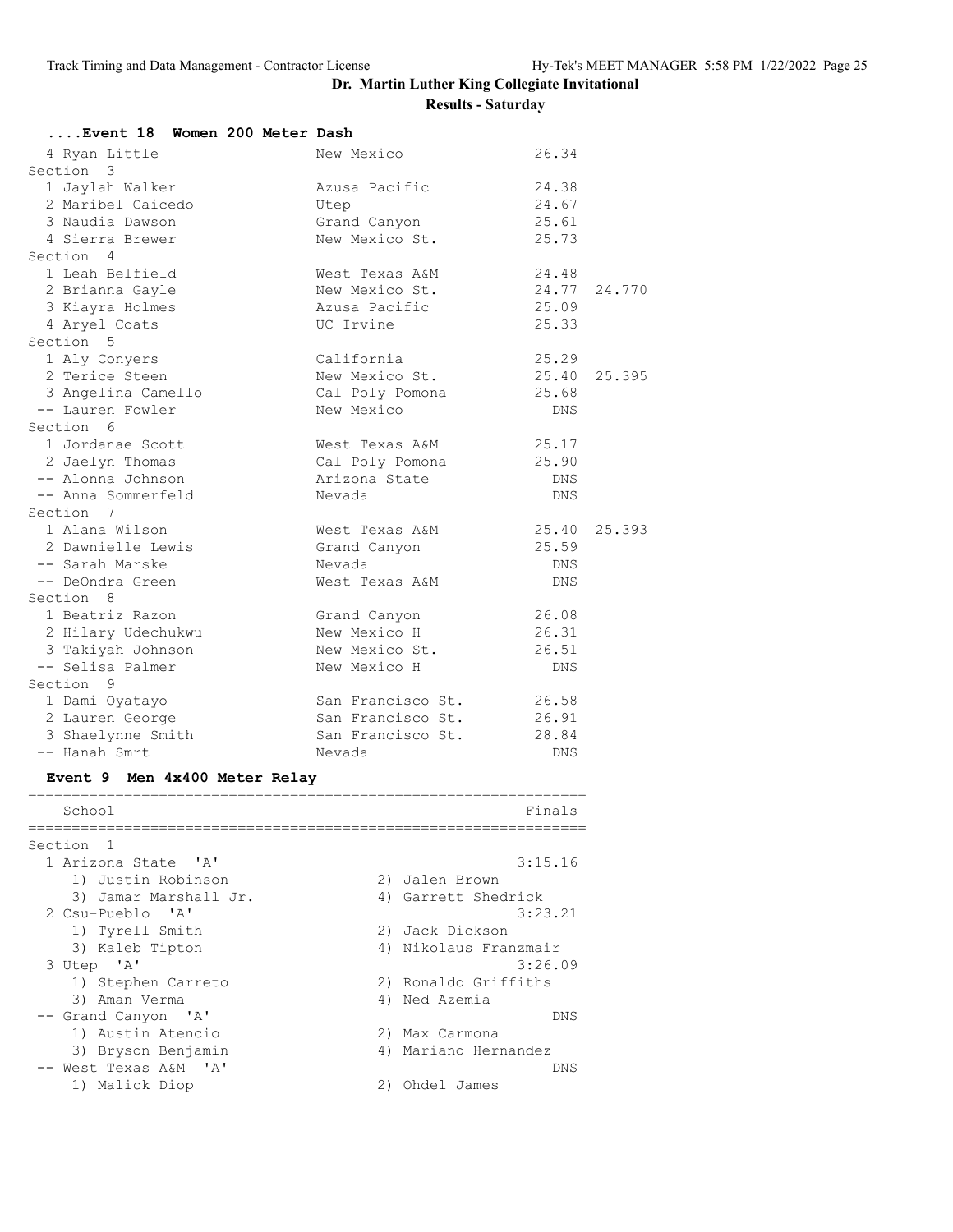## Dr. Martin Luther King Collegiate Invitational

### Results - Saturday

#### ....Event 18 Women 200 Meter Dash

```
  4 Ryan Little                New Mexico               26.34
Section  3
  1 Jaylah Walker              Azusa Pacific            24.38
  2 Maribel Caicedo            Utep                     24.67
  3 Naudia Dawson              Grand Canyon             25.61
  4 Sierra Brewer              New Mexico St.           25.73
Section  4
  1 Leah Belfield              West Texas A&M           24.48
  2 Brianna Gayle              New Mexico St.           24.77  24.770
  3 Kiayra Holmes              Azusa Pacific            25.09
  4 Aryel Coats                UC Irvine                25.33
Section  5
  1 Aly Conyers                California               25.29
  2 Terice Steen               New Mexico St.           25.40  25.395
  3 Angelina Camello           Cal Poly Pomona          25.68
 -- Lauren Fowler              New Mexico                 DNS
Section  6
  1 Jordanae Scott             West Texas A&M           25.17
  2 Jaelyn Thomas              Cal Poly Pomona          25.90
 -- Alonna Johnson             Arizona State              DNS
 -- Anna Sommerfeld            Nevada                     DNS
Section  7
  1 Alana Wilson               West Texas A&M           25.40  25.393
  2 Dawnielle Lewis            Grand Canyon             25.59
 -- Sarah Marske               Nevada                     DNS
 -- DeOndra Green              West Texas A&M             DNS
Section  8
  1 Beatriz Razon              Grand Canyon             26.08
  2 Hilary Udechukwu           New Mexico H             26.31
  3 Takiyah Johnson            New Mexico St.           26.51
 -- Selisa Palmer              New Mexico H               DNS
Section  9
  1 Dami Oyatayo               San Francisco St.        26.58
  2 Lauren George              San Francisco St.        26.91
  3 Shaelynne Smith            San Francisco St.        28.84
 -- Hanah Smrt                 Nevada                     DNS
```

#### Event 9 Men 4x400 Meter Relay

```
================================================================
    School                                                Finals
================================================================
Section  1
  1 Arizona State  'A'                                   3:15.16
     1) Justin Robinson                2) Jalen Brown
     3) Jamar Marshall Jr.             4) Garrett Shedrick
  2 Csu-Pueblo  'A'                                      3:23.21
     1) Tyrell Smith                   2) Jack Dickson
     3) Kaleb Tipton                   4) Nikolaus Franzmair
  3 Utep  'A'                                            3:26.09
     1) Stephen Carreto                2) Ronaldo Griffiths
     3) Aman Verma                     4) Ned Azemia
 -- Grand Canyon  'A'                                        DNS
     1) Austin Atencio                 2) Max Carmona
     3) Bryson Benjamin                4) Mariano Hernandez
 -- West Texas A&M  'A'                                      DNS
     1) Malick Diop                    2) Ohdel James
```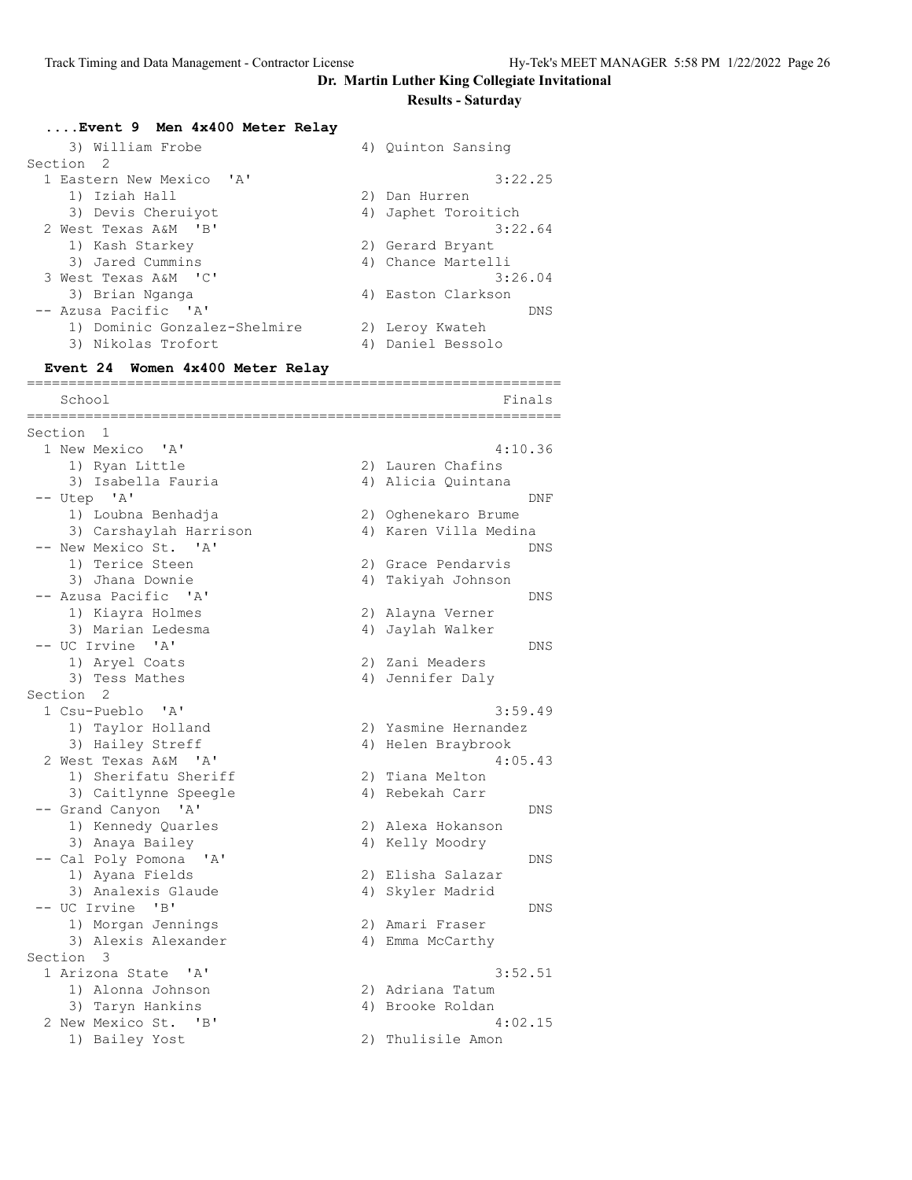## Dr. Martin Luther King Collegiate Invitational

### Results - Saturday

#### ....Event 9 Men 4x400 Meter Relay

```
    3) William Frobe                   4) Quinton Sansing
Section  2
  1 Eastern New Mexico  'A'                          3:22.25
     1) Iziah Hall                     2) Dan Hurren
     3) Devis Cheruiyot                4) Japhet Toroitich
  2 West Texas A&M  'B'                              3:22.64
     1) Kash Starkey                   2) Gerard Bryant
     3) Jared Cummins                  4) Chance Martelli
  3 West Texas A&M  'C'                              3:26.04
     3) Brian Nganga                   4) Easton Clarkson
 -- Azusa Pacific  'A'                                   DNS
     1) Dominic Gonzalez-Shelmire      2) Leroy Kwateh
     3) Nikolas Trofort                4) Daniel Bessolo
```

#### Event 24 Women 4x400 Meter Relay

```
================================================================
    School                                               Finals
================================================================
Section  1
  1 New Mexico  'A'                                  4:10.36
     1) Ryan Little                    2) Lauren Chafins
     3) Isabella Fauria                4) Alicia Quintana
 -- Utep  'A'                                            DNF
     1) Loubna Benhadja                2) Oghenekaro Brume
     3) Carshaylah Harrison            4) Karen Villa Medina
 -- New Mexico St.  'A'                                  DNS
     1) Terice Steen                   2) Grace Pendarvis
     3) Jhana Downie                   4) Takiyah Johnson
 -- Azusa Pacific  'A'                                   DNS
     1) Kiayra Holmes                  2) Alayna Verner
     3) Marian Ledesma                 4) Jaylah Walker
 -- UC Irvine  'A'                                       DNS
     1) Aryel Coats                    2) Zani Meaders
     3) Tess Mathes                    4) Jennifer Daly
Section  2
  1 Csu-Pueblo  'A'                                  3:59.49
     1) Taylor Holland                 2) Yasmine Hernandez
     3) Hailey Streff                  4) Helen Braybrook
  2 West Texas A&M  'A'                              4:05.43
     1) Sherifatu Sheriff              2) Tiana Melton
     3) Caitlynne Speegle              4) Rebekah Carr
 -- Grand Canyon  'A'                                    DNS
     1) Kennedy Quarles                2) Alexa Hokanson
     3) Anaya Bailey                   4) Kelly Moodry
 -- Cal Poly Pomona  'A'                                 DNS
     1) Ayana Fields                   2) Elisha Salazar
     3) Analexis Glaude                4) Skyler Madrid
 -- UC Irvine  'B'                                       DNS
     1) Morgan Jennings                2) Amari Fraser
     3) Alexis Alexander               4) Emma McCarthy
Section  3
  1 Arizona State  'A'                               3:52.51
     1) Alonna Johnson                 2) Adriana Tatum
     3) Taryn Hankins                  4) Brooke Roldan
  2 New Mexico St.  'B'                              4:02.15
     1) Bailey Yost                    2) Thulisile Amon
```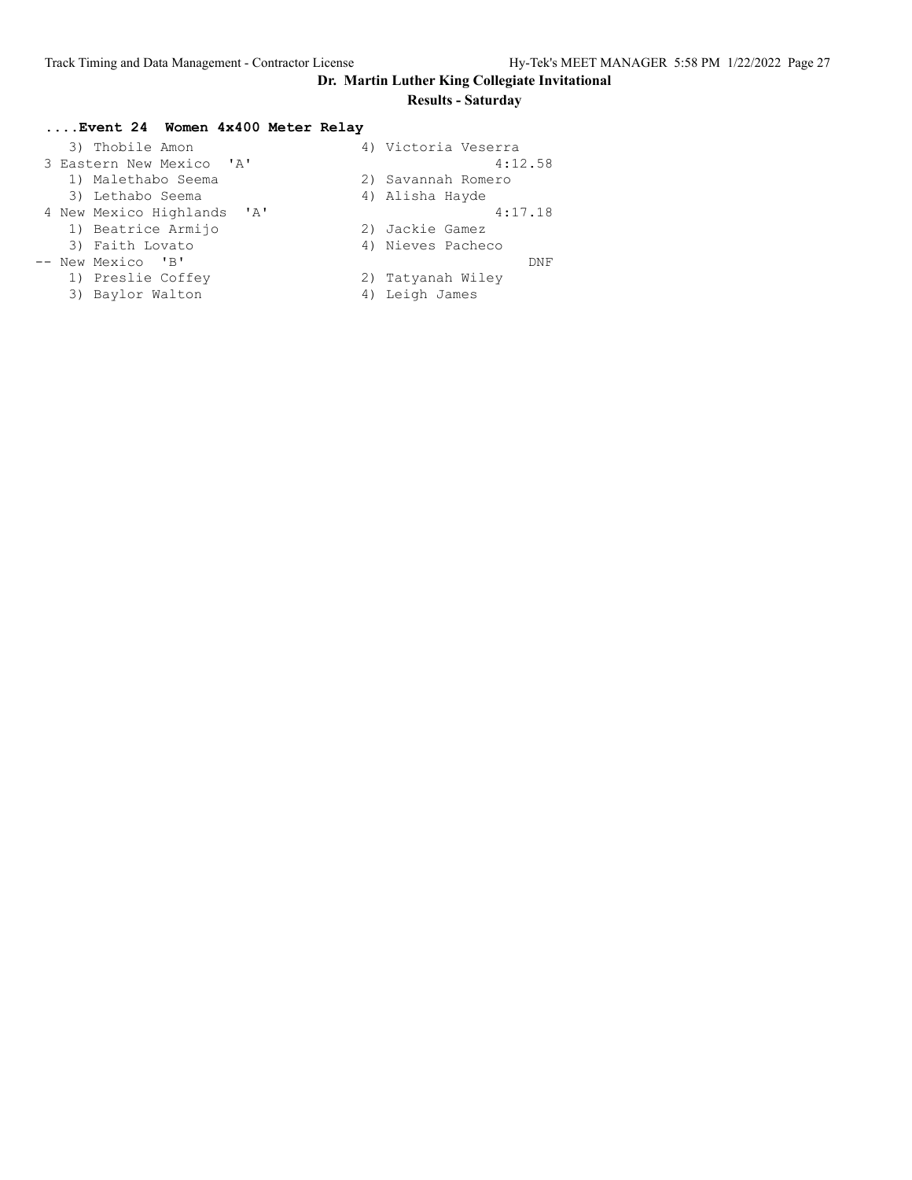## Dr. Martin Luther King Collegiate Invitational

### Results - Saturday

#### ....Event 24 Women 4x400 Meter Relay

```
   3) Thobile Amon                  4) Victoria Veserra
 3 Eastern New Mexico  'A'                     4:12.58
   1) Malethabo Seema               2) Savannah Romero
   3) Lethabo Seema                 4) Alisha Hayde
 4 New Mexico Highlands  'A'                   4:17.18
   1) Beatrice Armijo               2) Jackie Gamez
   3) Faith Lovato                  4) Nieves Pacheco
-- New Mexico  'B'                                 DNF
   1) Preslie Coffey                2) Tatyanah Wiley
   3) Baylor Walton                 4) Leigh James
```